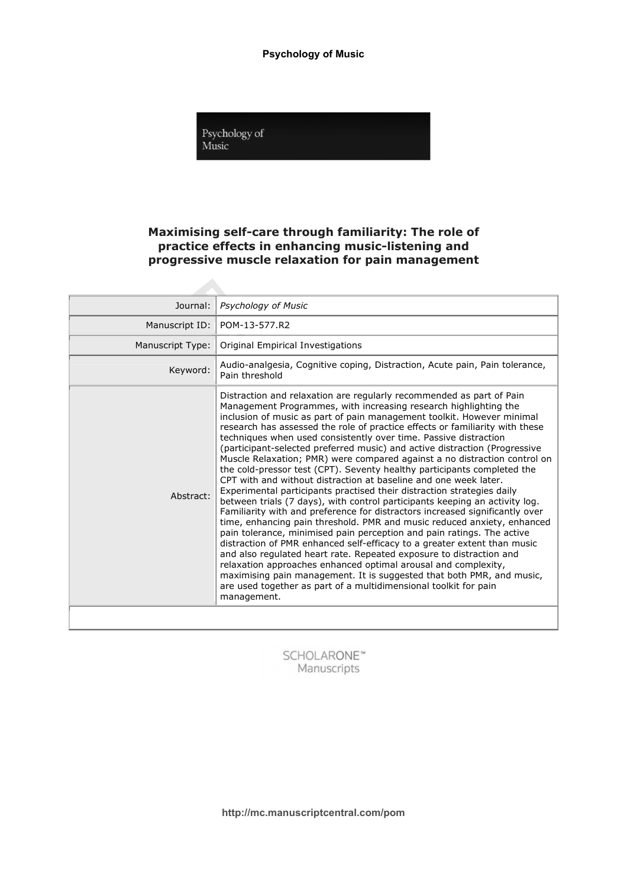# Maximising self-care through familiarity: The role of practice effects in enhancing music-listening and progressive muscle relaxation for pain management

| | |
|---|---|
| Journal: | *Psychology of Music* |
| Manuscript ID: | POM-13-577.R2 |
| Manuscript Type: | Original Empirical Investigations |
| Keyword: | Audio-analgesia, Cognitive coping, Distraction, Acute pain, Pain tolerance, Pain threshold |
| Abstract: | Distraction and relaxation are regularly recommended as part of Pain Management Programmes, with increasing research highlighting the inclusion of music as part of pain management toolkit. However minimal research has assessed the role of practice effects or familiarity with these techniques when used consistently over time. Passive distraction (participant-selected preferred music) and active distraction (Progressive Muscle Relaxation; PMR) were compared against a no distraction control on the cold-pressor test (CPT). Seventy healthy participants completed the CPT with and without distraction at baseline and one week later. Experimental participants practised their distraction strategies daily between trials (7 days), with control participants keeping an activity log. Familiarity with and preference for distractors increased significantly over time, enhancing pain threshold. PMR and music reduced anxiety, enhanced pain tolerance, minimised pain perception and pain ratings. The active distraction of PMR enhanced self-efficacy to a greater extent than music and also regulated heart rate. Repeated exposure to distraction and relaxation approaches enhanced optimal arousal and complexity, maximising pain management. It is suggested that both PMR, and music, are used together as part of a multidimensional toolkit for pain management. |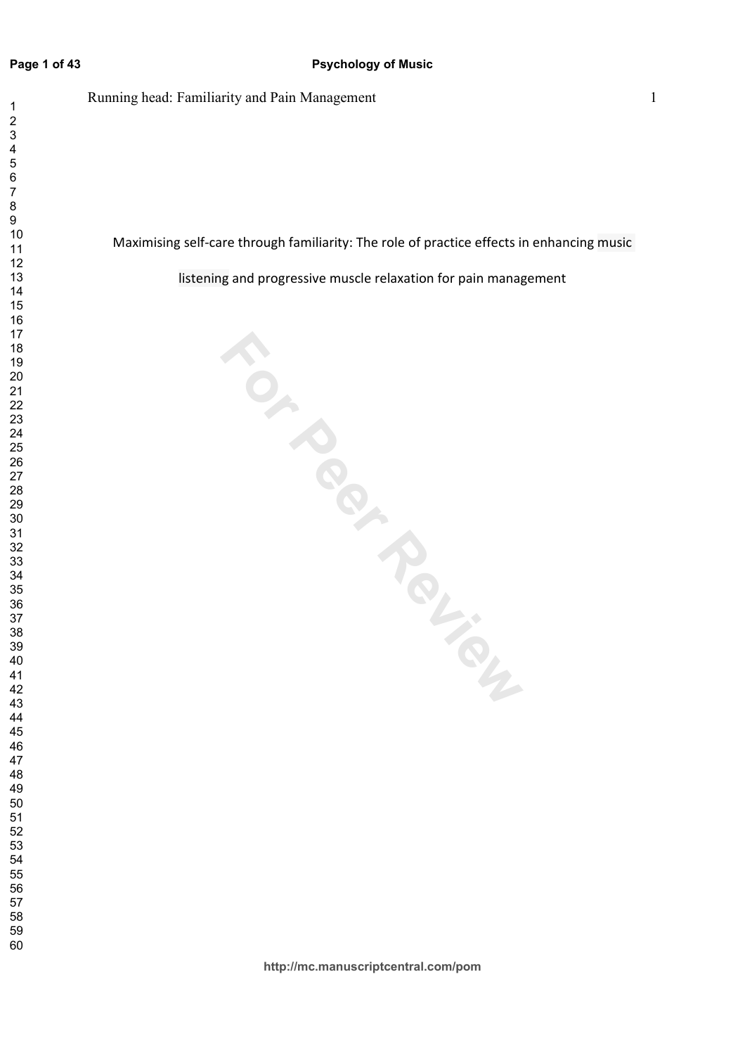# Maximising self-care through familiarity: The role of practice effects in enhancing music listening and progressive muscle relaxation for pain management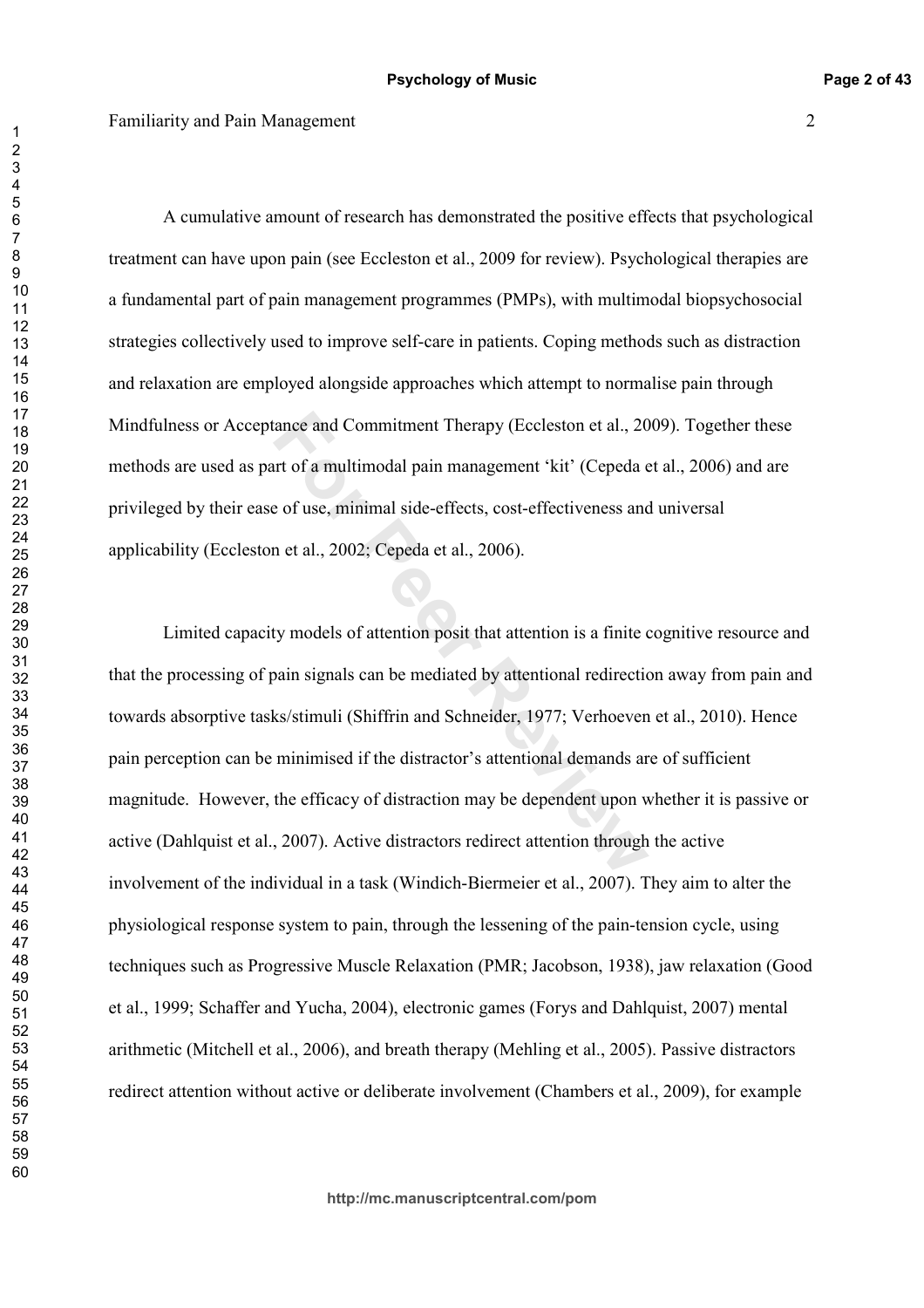A cumulative amount of research has demonstrated the positive effects that psychological treatment can have upon pain (see Eccleston et al., 2009 for review). Psychological therapies are a fundamental part of pain management programmes (PMPs), with multimodal biopsychosocial strategies collectively used to improve self-care in patients. Coping methods such as distraction and relaxation are employed alongside approaches which attempt to normalise pain through Mindfulness or Acceptance and Commitment Therapy (Eccleston et al., 2009). Together these methods are used as part of a multimodal pain management 'kit' (Cepeda et al., 2006) and are privileged by their ease of use, minimal side-effects, cost-effectiveness and universal applicability (Eccleston et al., 2002; Cepeda et al., 2006).

Limited capacity models of attention posit that attention is a finite cognitive resource and that the processing of pain signals can be mediated by attentional redirection away from pain and towards absorptive tasks/stimuli (Shiffrin and Schneider, 1977; Verhoeven et al., 2010). Hence pain perception can be minimised if the distractor's attentional demands are of sufficient magnitude. However, the efficacy of distraction may be dependent upon whether it is passive or active (Dahlquist et al., 2007). Active distractors redirect attention through the active involvement of the individual in a task (Windich-Biermeier et al., 2007). They aim to alter the physiological response system to pain, through the lessening of the pain-tension cycle, using techniques such as Progressive Muscle Relaxation (PMR; Jacobson, 1938), jaw relaxation (Good et al., 1999; Schaffer and Yucha, 2004), electronic games (Forys and Dahlquist, 2007) mental arithmetic (Mitchell et al., 2006), and breath therapy (Mehling et al., 2005). Passive distractors redirect attention without active or deliberate involvement (Chambers et al., 2009), for example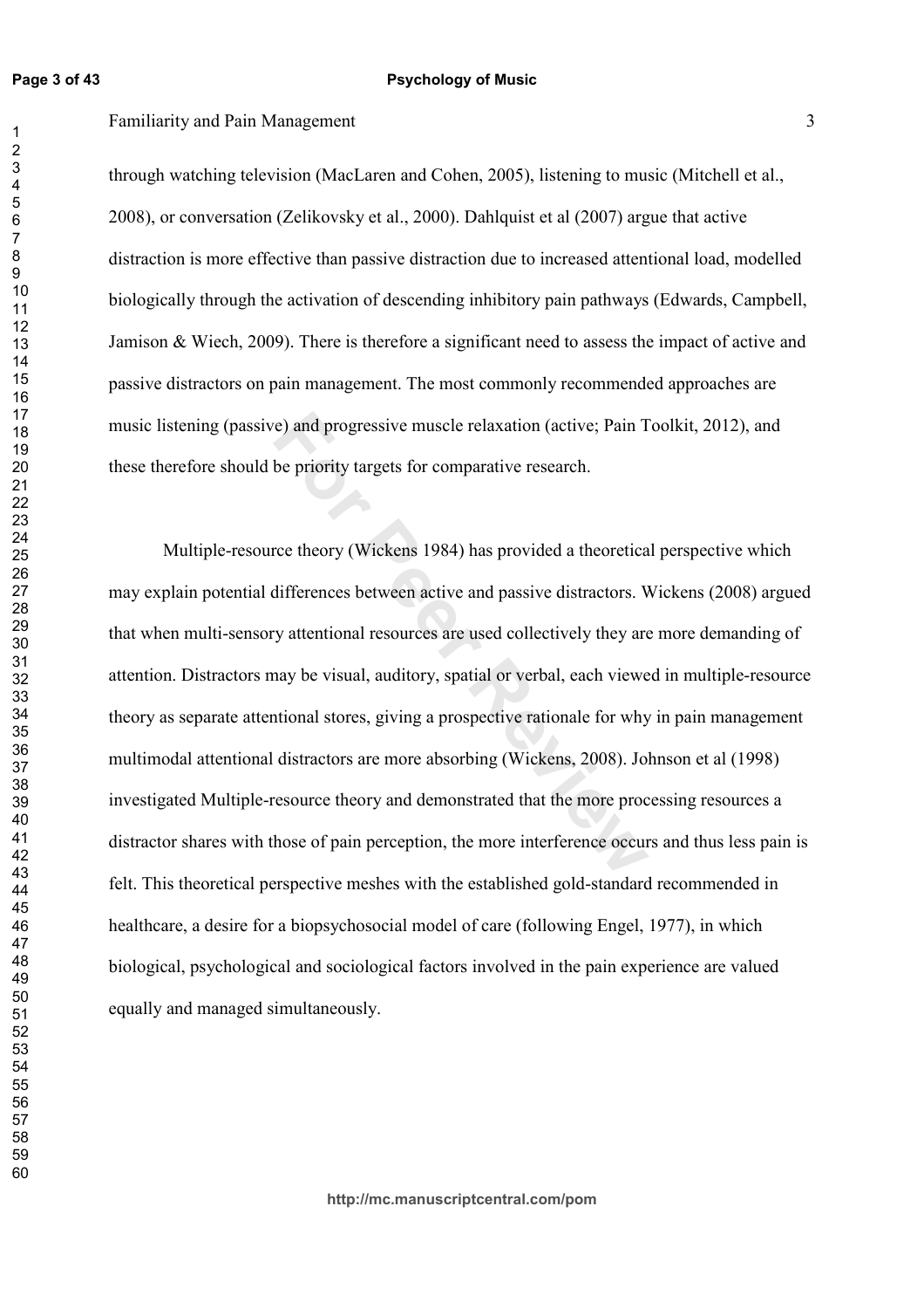through watching television (MacLaren and Cohen, 2005), listening to music (Mitchell et al., 2008), or conversation (Zelikovsky et al., 2000). Dahlquist et al (2007) argue that active distraction is more effective than passive distraction due to increased attentional load, modelled biologically through the activation of descending inhibitory pain pathways (Edwards, Campbell, Jamison & Wiech, 2009). There is therefore a significant need to assess the impact of active and passive distractors on pain management. The most commonly recommended approaches are music listening (passive) and progressive muscle relaxation (active; Pain Toolkit, 2012), and these therefore should be priority targets for comparative research.

Multiple-resource theory (Wickens 1984) has provided a theoretical perspective which may explain potential differences between active and passive distractors. Wickens (2008) argued that when multi-sensory attentional resources are used collectively they are more demanding of attention. Distractors may be visual, auditory, spatial or verbal, each viewed in multiple-resource theory as separate attentional stores, giving a prospective rationale for why in pain management multimodal attentional distractors are more absorbing (Wickens, 2008). Johnson et al (1998) investigated Multiple-resource theory and demonstrated that the more processing resources a distractor shares with those of pain perception, the more interference occurs and thus less pain is felt. This theoretical perspective meshes with the established gold-standard recommended in healthcare, a desire for a biopsychosocial model of care (following Engel, 1977), in which biological, psychological and sociological factors involved in the pain experience are valued equally and managed simultaneously.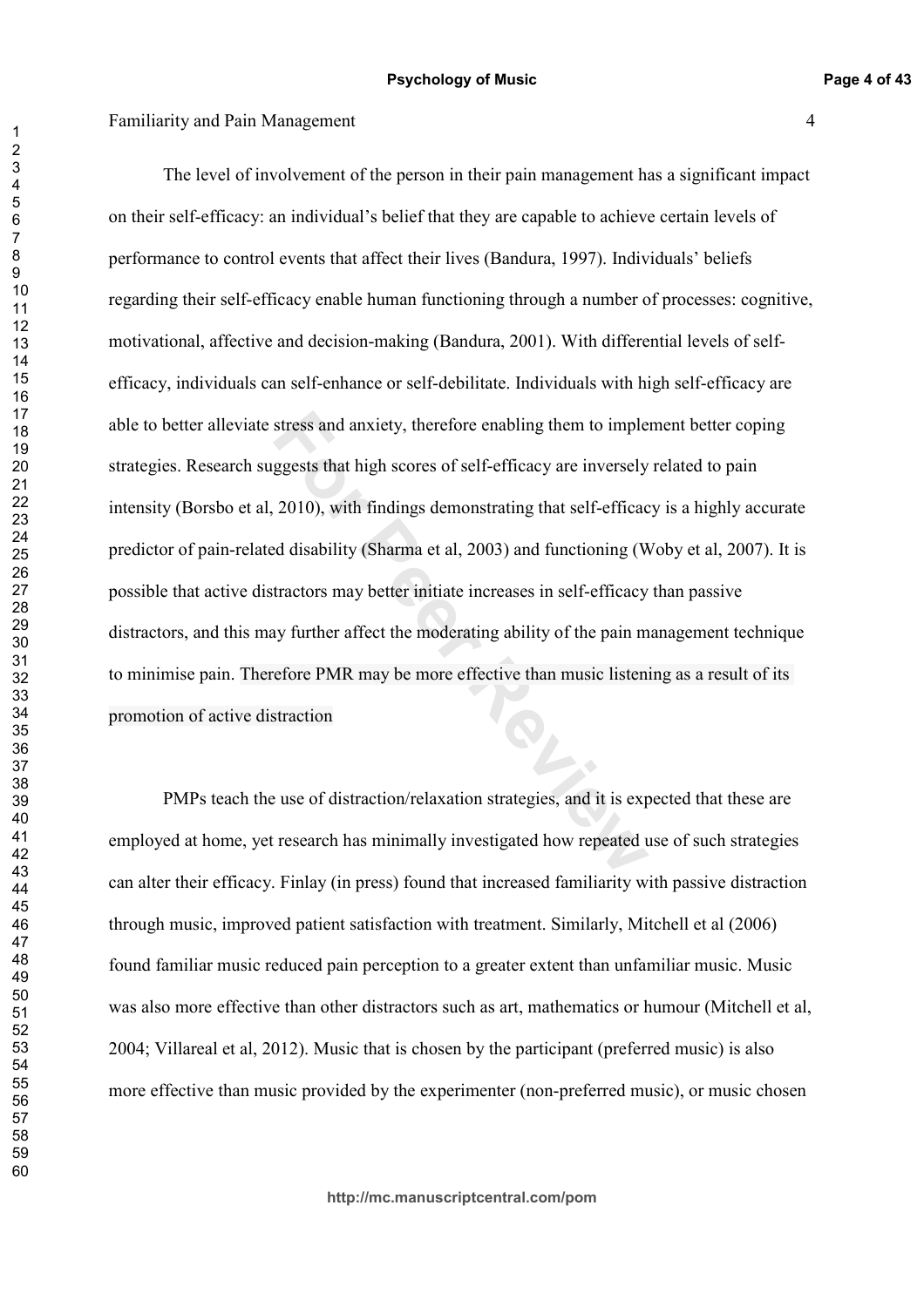The level of involvement of the person in their pain management has a significant impact on their self-efficacy: an individual's belief that they are capable to achieve certain levels of performance to control events that affect their lives (Bandura, 1997). Individuals' beliefs regarding their self-efficacy enable human functioning through a number of processes: cognitive, motivational, affective and decision-making (Bandura, 2001). With differential levels of self-efficacy, individuals can self-enhance or self-debilitate. Individuals with high self-efficacy are able to better alleviate stress and anxiety, therefore enabling them to implement better coping strategies. Research suggests that high scores of self-efficacy are inversely related to pain intensity (Borsbo et al, 2010), with findings demonstrating that self-efficacy is a highly accurate predictor of pain-related disability (Sharma et al, 2003) and functioning (Woby et al, 2007). It is possible that active distractors may better initiate increases in self-efficacy than passive distractors, and this may further affect the moderating ability of the pain management technique to minimise pain. Therefore PMR may be more effective than music listening as a result of its promotion of active distraction

PMPs teach the use of distraction/relaxation strategies, and it is expected that these are employed at home, yet research has minimally investigated how repeated use of such strategies can alter their efficacy. Finlay (in press) found that increased familiarity with passive distraction through music, improved patient satisfaction with treatment. Similarly, Mitchell et al (2006) found familiar music reduced pain perception to a greater extent than unfamiliar music. Music was also more effective than other distractors such as art, mathematics or humour (Mitchell et al, 2004; Villareal et al, 2012). Music that is chosen by the participant (preferred music) is also more effective than music provided by the experimenter (non-preferred music), or music chosen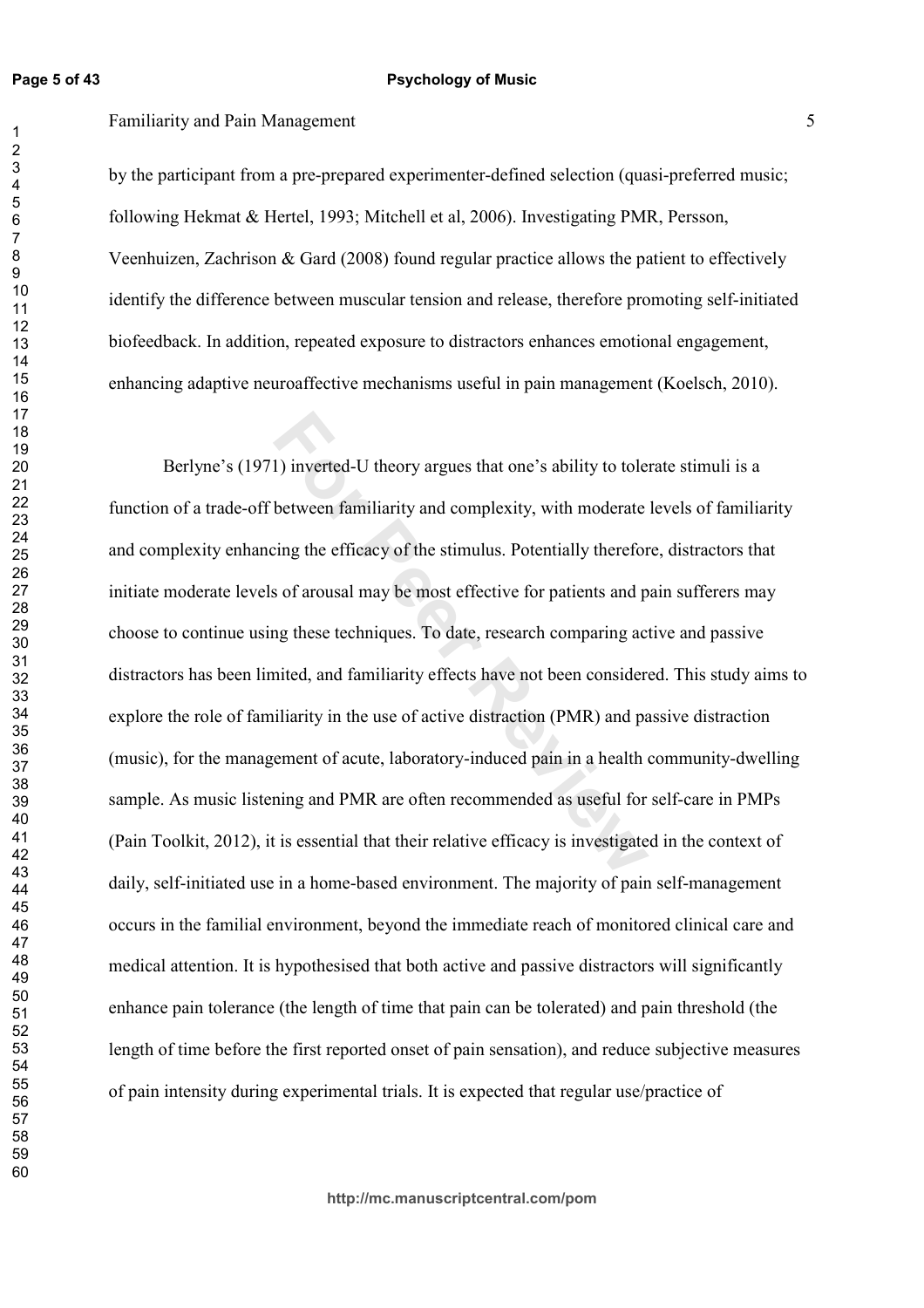by the participant from a pre-prepared experimenter-defined selection (quasi-preferred music; following Hekmat & Hertel, 1993; Mitchell et al, 2006). Investigating PMR, Persson, Veenhuizen, Zachrison & Gard (2008) found regular practice allows the patient to effectively identify the difference between muscular tension and release, therefore promoting self-initiated biofeedback. In addition, repeated exposure to distractors enhances emotional engagement, enhancing adaptive neuroaffective mechanisms useful in pain management (Koelsch, 2010).

Berlyne's (1971) inverted-U theory argues that one's ability to tolerate stimuli is a function of a trade-off between familiarity and complexity, with moderate levels of familiarity and complexity enhancing the efficacy of the stimulus. Potentially therefore, distractors that initiate moderate levels of arousal may be most effective for patients and pain sufferers may choose to continue using these techniques. To date, research comparing active and passive distractors has been limited, and familiarity effects have not been considered. This study aims to explore the role of familiarity in the use of active distraction (PMR) and passive distraction (music), for the management of acute, laboratory-induced pain in a health community-dwelling sample. As music listening and PMR are often recommended as useful for self-care in PMPs (Pain Toolkit, 2012), it is essential that their relative efficacy is investigated in the context of daily, self-initiated use in a home-based environment. The majority of pain self-management occurs in the familial environment, beyond the immediate reach of monitored clinical care and medical attention. It is hypothesised that both active and passive distractors will significantly enhance pain tolerance (the length of time that pain can be tolerated) and pain threshold (the length of time before the first reported onset of pain sensation), and reduce subjective measures of pain intensity during experimental trials. It is expected that regular use/practice of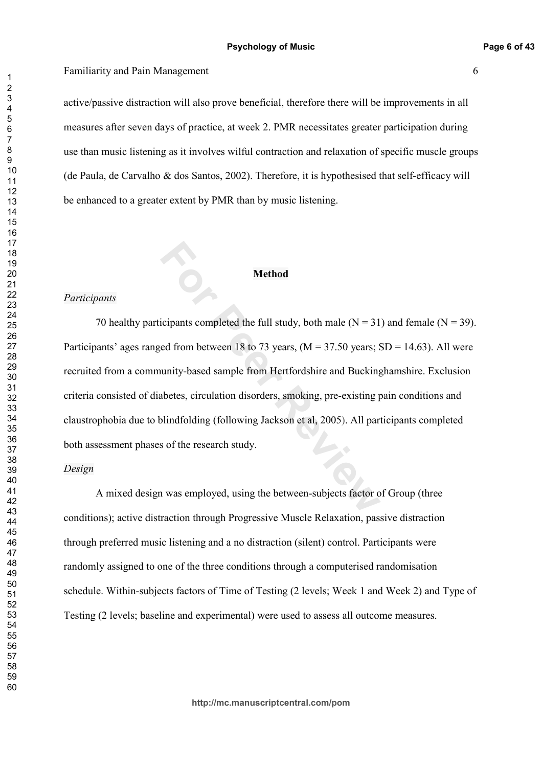active/passive distraction will also prove beneficial, therefore there will be improvements in all measures after seven days of practice, at week 2. PMR necessitates greater participation during use than music listening as it involves wilful contraction and relaxation of specific muscle groups (de Paula, de Carvalho & dos Santos, 2002). Therefore, it is hypothesised that self-efficacy will be enhanced to a greater extent by PMR than by music listening.

## Method

### *Participants*

70 healthy participants completed the full study, both male (N = 31) and female (N = 39). Participants' ages ranged from between 18 to 73 years, (M = 37.50 years; SD = 14.63). All were recruited from a community-based sample from Hertfordshire and Buckinghamshire. Exclusion criteria consisted of diabetes, circulation disorders, smoking, pre-existing pain conditions and claustrophobia due to blindfolding (following Jackson et al, 2005). All participants completed both assessment phases of the research study.

### *Design*

A mixed design was employed, using the between-subjects factor of Group (three conditions); active distraction through Progressive Muscle Relaxation, passive distraction through preferred music listening and a no distraction (silent) control. Participants were randomly assigned to one of the three conditions through a computerised randomisation schedule. Within-subjects factors of Time of Testing (2 levels; Week 1 and Week 2) and Type of Testing (2 levels; baseline and experimental) were used to assess all outcome measures.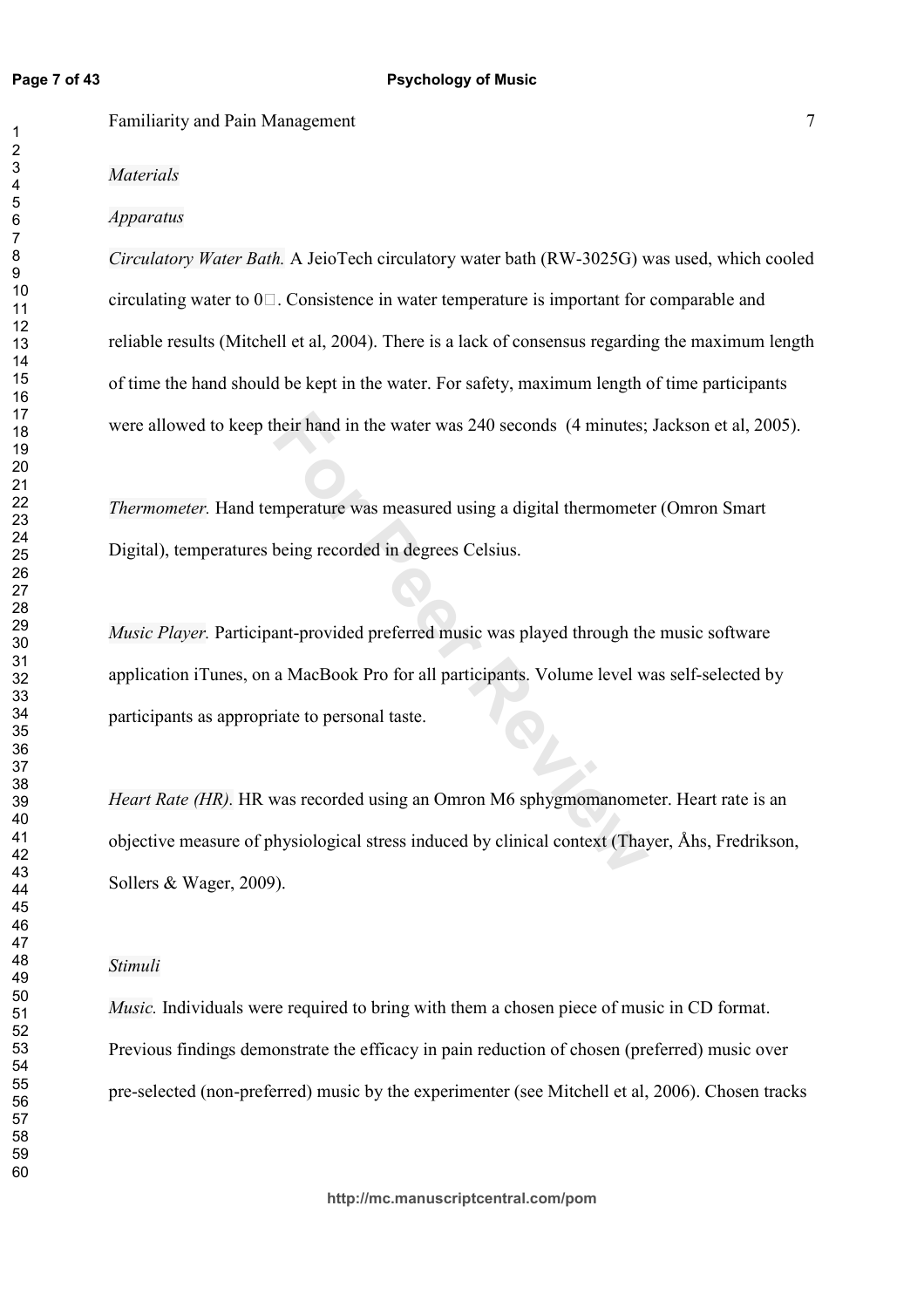*Materials*

*Apparatus*

*Circulatory Water Bath.* A JeioTech circulatory water bath (RW-3025G) was used, which cooled circulating water to 0□. Consistence in water temperature is important for comparable and reliable results (Mitchell et al, 2004). There is a lack of consensus regarding the maximum length of time the hand should be kept in the water. For safety, maximum length of time participants were allowed to keep their hand in the water was 240 seconds (4 minutes; Jackson et al, 2005).

*Thermometer.* Hand temperature was measured using a digital thermometer (Omron Smart Digital), temperatures being recorded in degrees Celsius.

*Music Player.* Participant-provided preferred music was played through the music software application iTunes, on a MacBook Pro for all participants. Volume level was self-selected by participants as appropriate to personal taste.

*Heart Rate (HR).* HR was recorded using an Omron M6 sphygmomanometer. Heart rate is an objective measure of physiological stress induced by clinical context (Thayer, Åhs, Fredrikson, Sollers & Wager, 2009).

*Stimuli*

*Music.* Individuals were required to bring with them a chosen piece of music in CD format. Previous findings demonstrate the efficacy in pain reduction of chosen (preferred) music over pre-selected (non-preferred) music by the experimenter (see Mitchell et al, 2006). Chosen tracks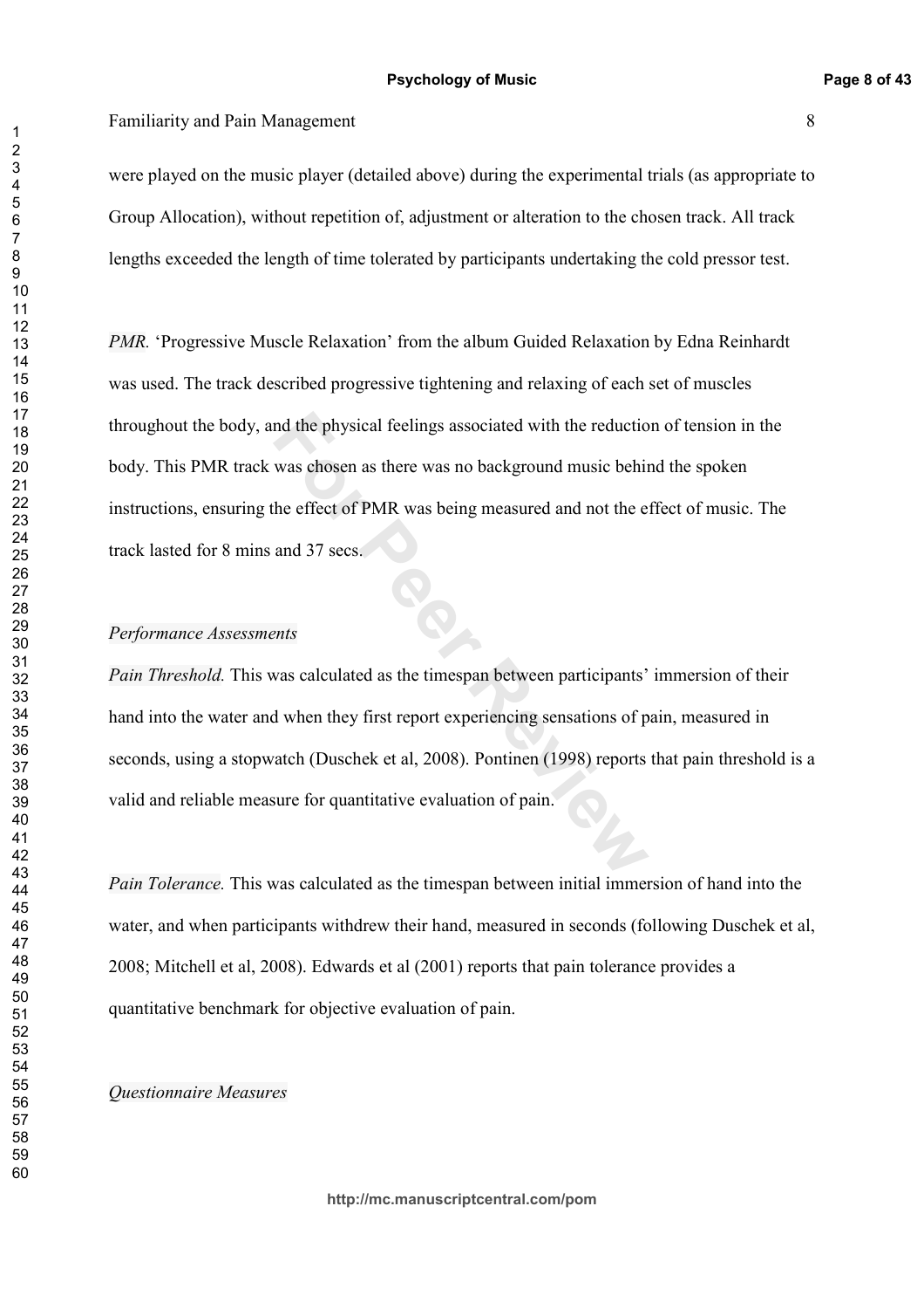were played on the music player (detailed above) during the experimental trials (as appropriate to Group Allocation), without repetition of, adjustment or alteration to the chosen track. All track lengths exceeded the length of time tolerated by participants undertaking the cold pressor test.

*PMR.* 'Progressive Muscle Relaxation' from the album Guided Relaxation by Edna Reinhardt was used. The track described progressive tightening and relaxing of each set of muscles throughout the body, and the physical feelings associated with the reduction of tension in the body. This PMR track was chosen as there was no background music behind the spoken instructions, ensuring the effect of PMR was being measured and not the effect of music. The track lasted for 8 mins and 37 secs.

*Performance Assessments*

*Pain Threshold.* This was calculated as the timespan between participants' immersion of their hand into the water and when they first report experiencing sensations of pain, measured in seconds, using a stopwatch (Duschek et al, 2008). Pontinen (1998) reports that pain threshold is a valid and reliable measure for quantitative evaluation of pain.

*Pain Tolerance.* This was calculated as the timespan between initial immersion of hand into the water, and when participants withdrew their hand, measured in seconds (following Duschek et al, 2008; Mitchell et al, 2008). Edwards et al (2001) reports that pain tolerance provides a quantitative benchmark for objective evaluation of pain.

*Questionnaire Measures*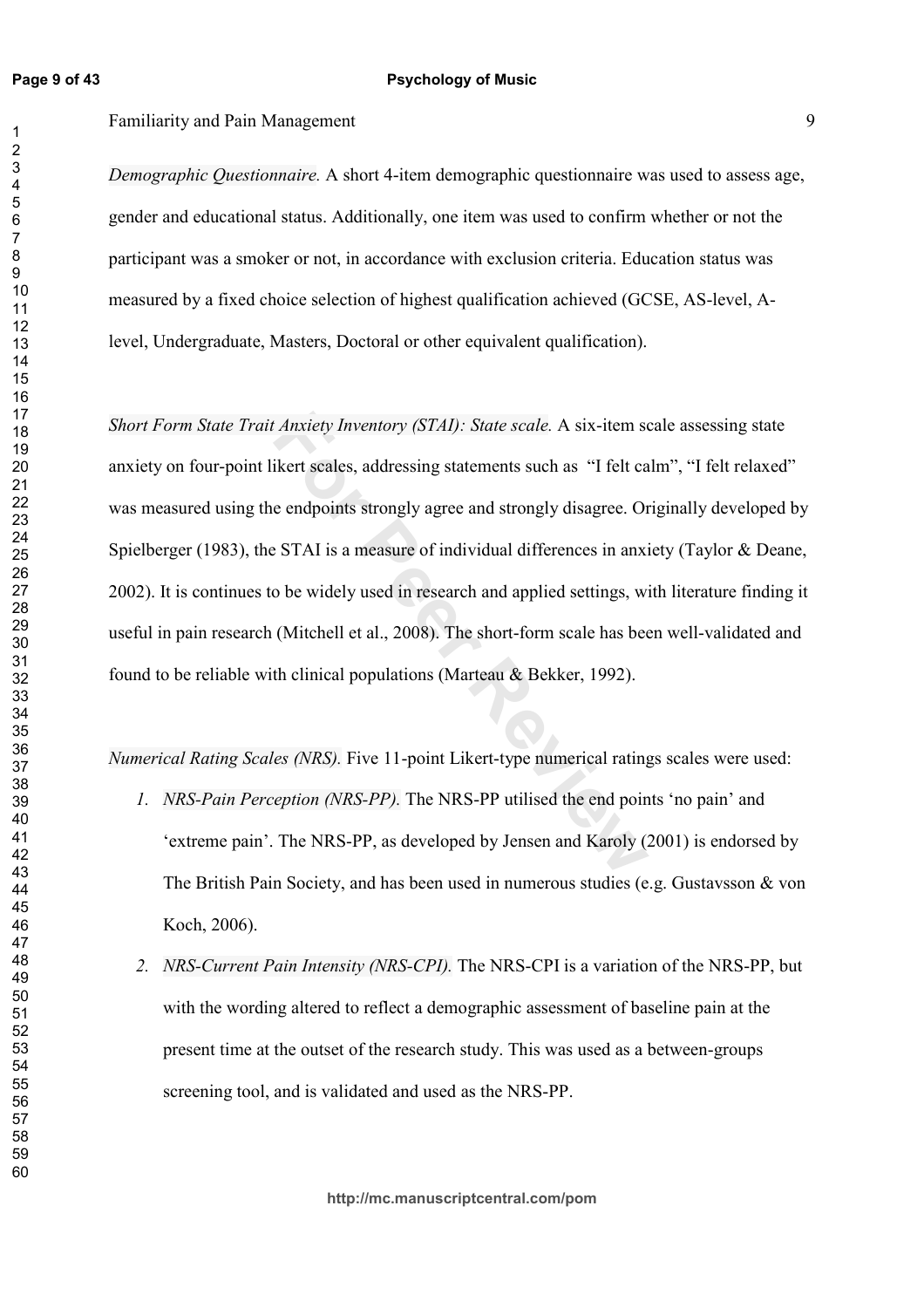*Demographic Questionnaire.* A short 4-item demographic questionnaire was used to assess age, gender and educational status. Additionally, one item was used to confirm whether or not the participant was a smoker or not, in accordance with exclusion criteria. Education status was measured by a fixed choice selection of highest qualification achieved (GCSE, AS-level, A-level, Undergraduate, Masters, Doctoral or other equivalent qualification).

*Short Form State Trait Anxiety Inventory (STAI): State scale.* A six-item scale assessing state anxiety on four-point likert scales, addressing statements such as "I felt calm", "I felt relaxed" was measured using the endpoints strongly agree and strongly disagree. Originally developed by Spielberger (1983), the STAI is a measure of individual differences in anxiety (Taylor & Deane, 2002). It is continues to be widely used in research and applied settings, with literature finding it useful in pain research (Mitchell et al., 2008). The short-form scale has been well-validated and found to be reliable with clinical populations (Marteau & Bekker, 1992).

*Numerical Rating Scales (NRS).* Five 11-point Likert-type numerical ratings scales were used:

1. *NRS-Pain Perception (NRS-PP).* The NRS-PP utilised the end points 'no pain' and 'extreme pain'. The NRS-PP, as developed by Jensen and Karoly (2001) is endorsed by The British Pain Society, and has been used in numerous studies (e.g. Gustavsson & von Koch, 2006).
2. *NRS-Current Pain Intensity (NRS-CPI).* The NRS-CPI is a variation of the NRS-PP, but with the wording altered to reflect a demographic assessment of baseline pain at the present time at the outset of the research study. This was used as a between-groups screening tool, and is validated and used as the NRS-PP.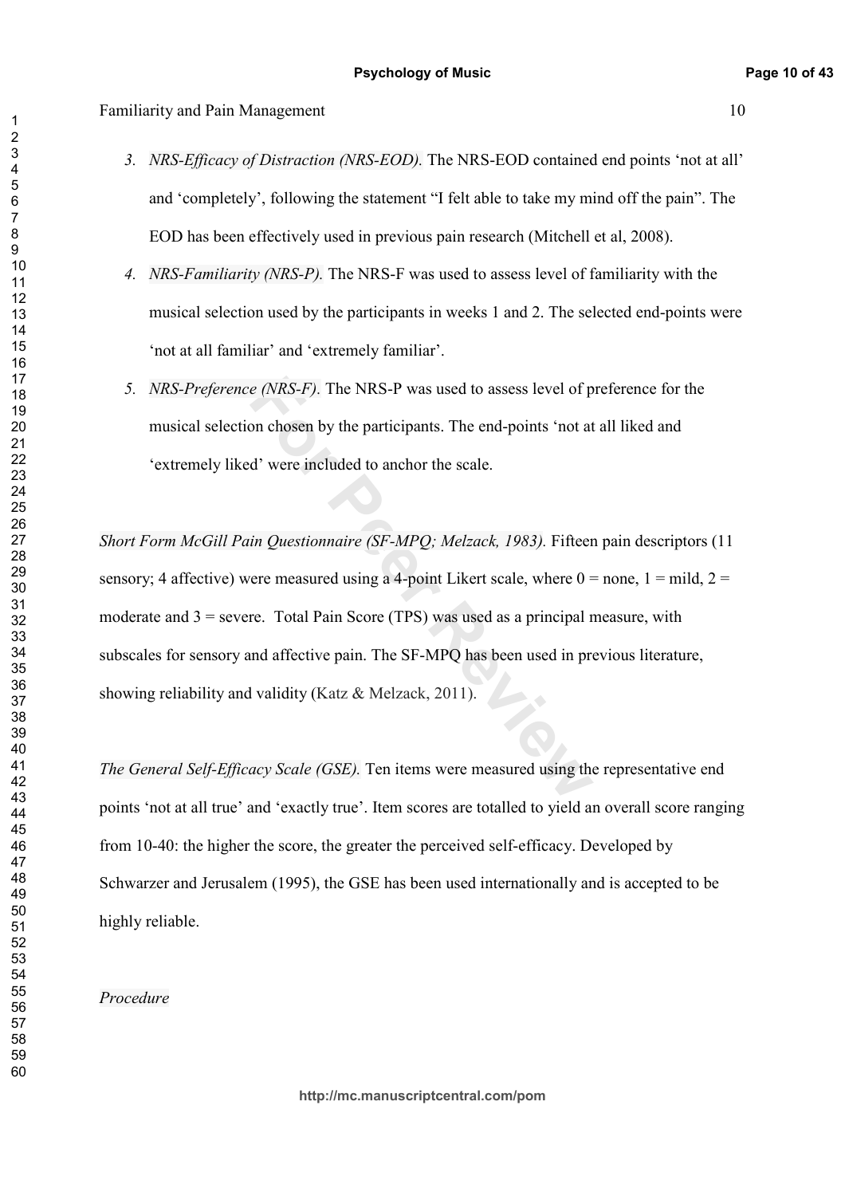3. *NRS-Efficacy of Distraction (NRS-EOD).* The NRS-EOD contained end points 'not at all' and 'completely', following the statement "I felt able to take my mind off the pain". The EOD has been effectively used in previous pain research (Mitchell et al, 2008).
4. *NRS-Familiarity (NRS-P).* The NRS-F was used to assess level of familiarity with the musical selection used by the participants in weeks 1 and 2. The selected end-points were 'not at all familiar' and 'extremely familiar'.
5. *NRS-Preference (NRS-F).* The NRS-P was used to assess level of preference for the musical selection chosen by the participants. The end-points 'not at all liked and 'extremely liked' were included to anchor the scale.

*Short Form McGill Pain Questionnaire (SF-MPQ; Melzack, 1983).* Fifteen pain descriptors (11 sensory; 4 affective) were measured using a 4-point Likert scale, where 0 = none, 1 = mild, 2 = moderate and 3 = severe. Total Pain Score (TPS) was used as a principal measure, with subscales for sensory and affective pain. The SF-MPQ has been used in previous literature, showing reliability and validity (Katz & Melzack, 2011).

*The General Self-Efficacy Scale (GSE).* Ten items were measured using the representative end points 'not at all true' and 'exactly true'. Item scores are totalled to yield an overall score ranging from 10-40: the higher the score, the greater the perceived self-efficacy. Developed by Schwarzer and Jerusalem (1995), the GSE has been used internationally and is accepted to be highly reliable.

*Procedure*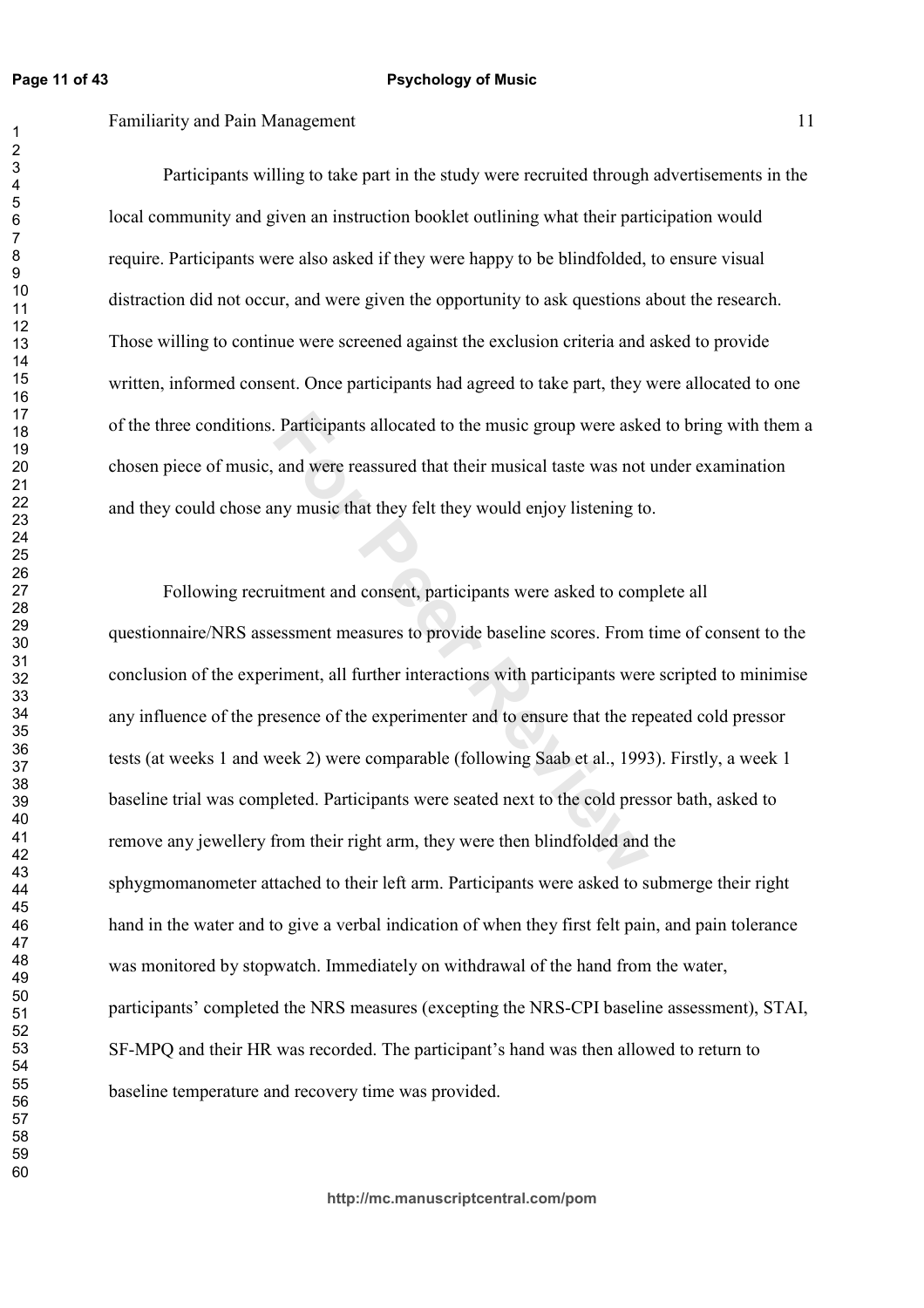Participants willing to take part in the study were recruited through advertisements in the local community and given an instruction booklet outlining what their participation would require. Participants were also asked if they were happy to be blindfolded, to ensure visual distraction did not occur, and were given the opportunity to ask questions about the research. Those willing to continue were screened against the exclusion criteria and asked to provide written, informed consent. Once participants had agreed to take part, they were allocated to one of the three conditions. Participants allocated to the music group were asked to bring with them a chosen piece of music, and were reassured that their musical taste was not under examination and they could chose any music that they felt they would enjoy listening to.

Following recruitment and consent, participants were asked to complete all questionnaire/NRS assessment measures to provide baseline scores. From time of consent to the conclusion of the experiment, all further interactions with participants were scripted to minimise any influence of the presence of the experimenter and to ensure that the repeated cold pressor tests (at weeks 1 and week 2) were comparable (following Saab et al., 1993). Firstly, a week 1 baseline trial was completed. Participants were seated next to the cold pressor bath, asked to remove any jewellery from their right arm, they were then blindfolded and the sphygmomanometer attached to their left arm. Participants were asked to submerge their right hand in the water and to give a verbal indication of when they first felt pain, and pain tolerance was monitored by stopwatch. Immediately on withdrawal of the hand from the water, participants' completed the NRS measures (excepting the NRS-CPI baseline assessment), STAI, SF-MPQ and their HR was recorded. The participant's hand was then allowed to return to baseline temperature and recovery time was provided.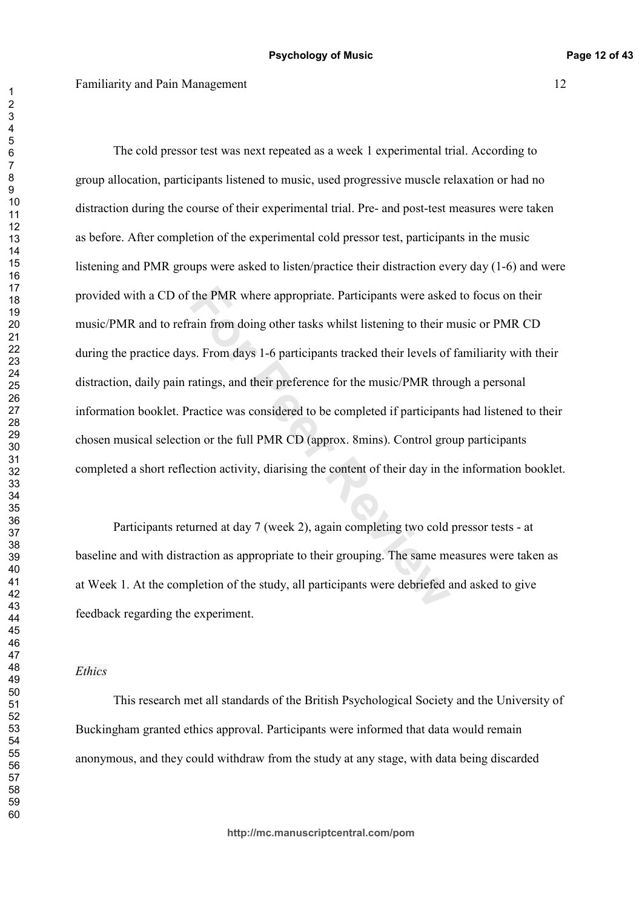The cold pressor test was next repeated as a week 1 experimental trial. According to group allocation, participants listened to music, used progressive muscle relaxation or had no distraction during the course of their experimental trial. Pre- and post-test measures were taken as before. After completion of the experimental cold pressor test, participants in the music listening and PMR groups were asked to listen/practice their distraction every day (1-6) and were provided with a CD of the PMR where appropriate. Participants were asked to focus on their music/PMR and to refrain from doing other tasks whilst listening to their music or PMR CD during the practice days. From days 1-6 participants tracked their levels of familiarity with their distraction, daily pain ratings, and their preference for the music/PMR through a personal information booklet. Practice was considered to be completed if participants had listened to their chosen musical selection or the full PMR CD (approx. 8mins). Control group participants completed a short reflection activity, diarising the content of their day in the information booklet.

Participants returned at day 7 (week 2), again completing two cold pressor tests - at baseline and with distraction as appropriate to their grouping. The same measures were taken as at Week 1. At the completion of the study, all participants were debriefed and asked to give feedback regarding the experiment.

*Ethics*

This research met all standards of the British Psychological Society and the University of Buckingham granted ethics approval. Participants were informed that data would remain anonymous, and they could withdraw from the study at any stage, with data being discarded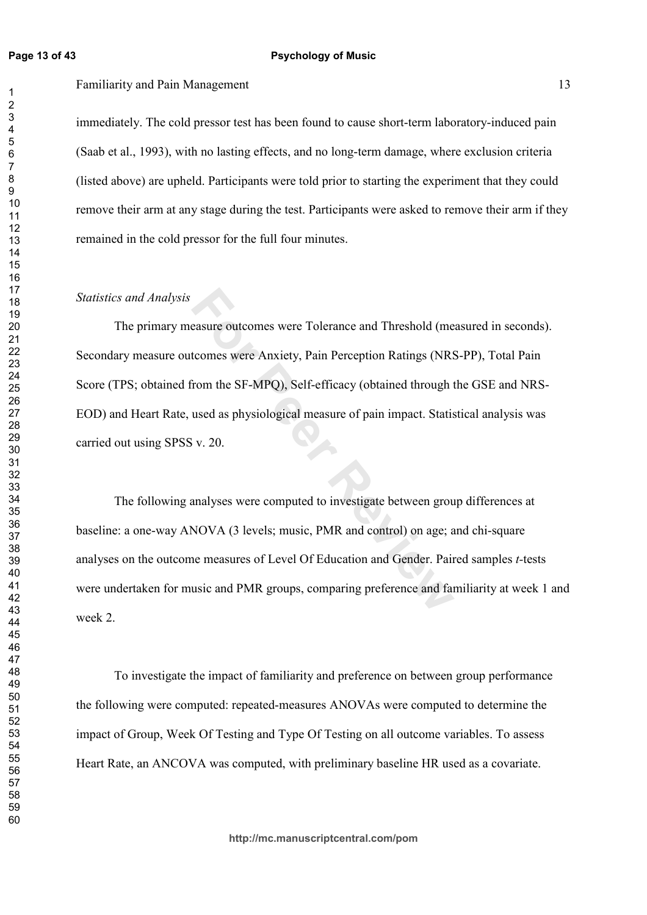immediately. The cold pressor test has been found to cause short-term laboratory-induced pain (Saab et al., 1993), with no lasting effects, and no long-term damage, where exclusion criteria (listed above) are upheld. Participants were told prior to starting the experiment that they could remove their arm at any stage during the test. Participants were asked to remove their arm if they remained in the cold pressor for the full four minutes.

*Statistics and Analysis*

The primary measure outcomes were Tolerance and Threshold (measured in seconds). Secondary measure outcomes were Anxiety, Pain Perception Ratings (NRS-PP), Total Pain Score (TPS; obtained from the SF-MPQ), Self-efficacy (obtained through the GSE and NRS-EOD) and Heart Rate, used as physiological measure of pain impact. Statistical analysis was carried out using SPSS v. 20.

The following analyses were computed to investigate between group differences at baseline: a one-way ANOVA (3 levels; music, PMR and control) on age; and chi-square analyses on the outcome measures of Level Of Education and Gender. Paired samples *t*-tests were undertaken for music and PMR groups, comparing preference and familiarity at week 1 and week 2.

To investigate the impact of familiarity and preference on between group performance the following were computed: repeated-measures ANOVAs were computed to determine the impact of Group, Week Of Testing and Type Of Testing on all outcome variables. To assess Heart Rate, an ANCOVA was computed, with preliminary baseline HR used as a covariate.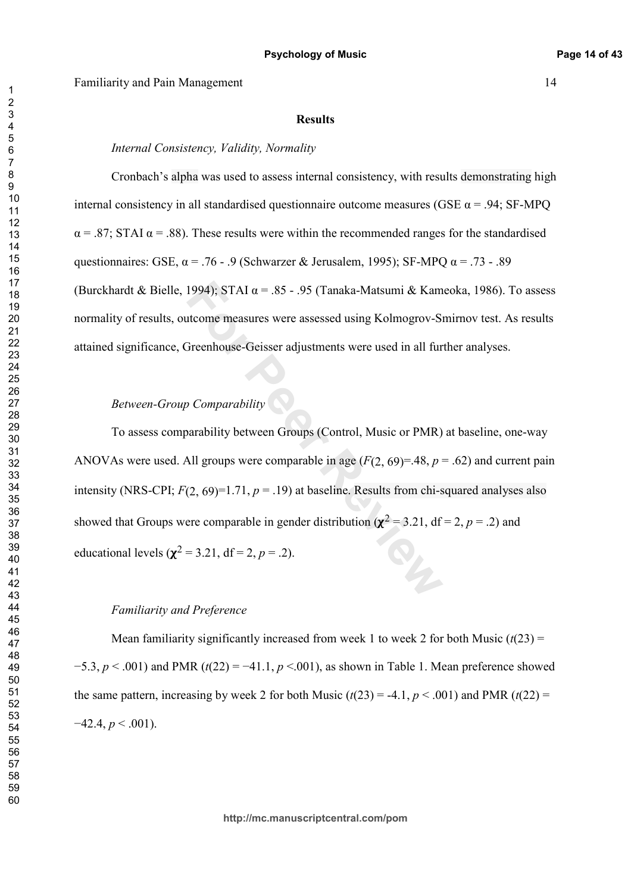## Results

### *Internal Consistency, Validity, Normality*

Cronbach's alpha was used to assess internal consistency, with results demonstrating high internal consistency in all standardised questionnaire outcome measures (GSE $\alpha = .94$; SF-MPQ $\alpha = .87$; STAI $\alpha = .88$). These results were within the recommended ranges for the standardised questionnaires: GSE, $\alpha = .76 - .9$ (Schwarzer & Jerusalem, 1995); SF-MPQ $\alpha = .73 - .89$ (Burckhardt & Bielle, 1994); STAI $\alpha = .85 - .95$ (Tanaka-Matsumi & Kameoka, 1986). To assess normality of results, outcome measures were assessed using Kolmogrov-Smirnov test. As results attained significance, Greenhouse-Geisser adjustments were used in all further analyses.

### *Between-Group Comparability*

To assess comparability between Groups (Control, Music or PMR) at baseline, one-way ANOVAs were used. All groups were comparable in age ($F(2, 69)$=.48, $p = .62$) and current pain intensity (NRS-CPI; $F(2, 69)$=1.71, $p = .19$) at baseline. Results from chi-squared analyses also showed that Groups were comparable in gender distribution ($\chi^2 = 3.21$, df = 2, $p = .2$) and educational levels ($\chi^2 = 3.21$, df = 2, $p = .2$).

### *Familiarity and Preference*

Mean familiarity significantly increased from week 1 to week 2 for both Music ($t(23) = -5.3$, $p < .001$) and PMR ($t(22) = -41.1$, $p < .001$), as shown in Table 1. Mean preference showed the same pattern, increasing by week 2 for both Music ($t(23) = -4.1$, $p < .001$) and PMR ($t(22) = -42.4$, $p < .001$).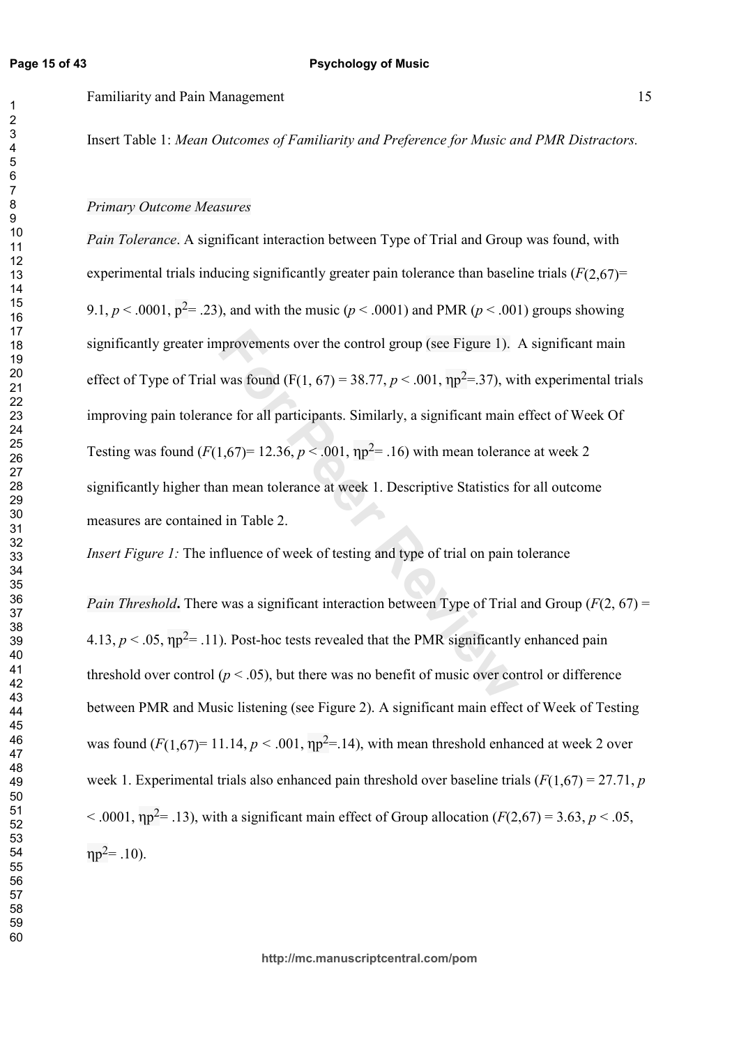Insert Table 1: *Mean Outcomes of Familiarity and Preference for Music and PMR Distractors.*

*Primary Outcome Measures*

*Pain Tolerance*. A significant interaction between Type of Trial and Group was found, with experimental trials inducing significantly greater pain tolerance than baseline trials ($F(2,67)$= 9.1, $p < .0001$, $p^2$= .23), and with the music ($p < .0001$) and PMR ($p < .001$) groups showing significantly greater improvements over the control group (see Figure 1). A significant main effect of Type of Trial was found (F(1, 67) = 38.77, $p < .001$, $\eta p^2$=.37), with experimental trials improving pain tolerance for all participants. Similarly, a significant main effect of Week Of Testing was found ($F(1,67)$= 12.36, $p < .001$, $\eta p^2$= .16) with mean tolerance at week 2 significantly higher than mean tolerance at week 1. Descriptive Statistics for all outcome measures are contained in Table 2.

*Insert Figure 1:* The influence of week of testing and type of trial on pain tolerance

*Pain Threshold***.** There was a significant interaction between Type of Trial and Group ($F(2, 67)$ = 4.13, $p < .05$, $\eta p^2$= .11). Post-hoc tests revealed that the PMR significantly enhanced pain threshold over control ($p < .05$), but there was no benefit of music over control or difference between PMR and Music listening (see Figure 2). A significant main effect of Week of Testing was found ($F(1,67)$= 11.14, $p < .001$, $\eta p^2$=.14), with mean threshold enhanced at week 2 over week 1. Experimental trials also enhanced pain threshold over baseline trials ($F(1,67)$ = 27.71, $p < .0001$, $\eta p^2$= .13), with a significant main effect of Group allocation ($F(2,67)$ = 3.63, $p < .05$, $\eta p^2$= .10).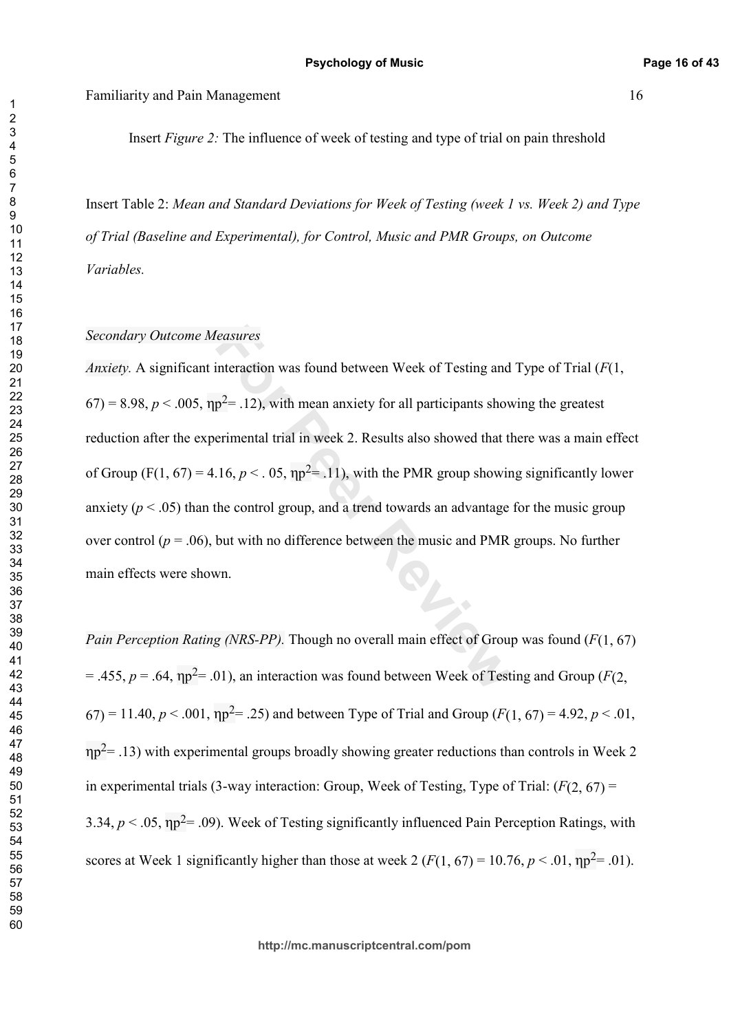Insert *Figure 2:* The influence of week of testing and type of trial on pain threshold

Insert Table 2: *Mean and Standard Deviations for Week of Testing (week 1 vs. Week 2) and Type of Trial (Baseline and Experimental), for Control, Music and PMR Groups, on Outcome Variables.*

*Secondary Outcome Measures*

*Anxiety.* A significant interaction was found between Week of Testing and Type of Trial ($F(1, 67) = 8.98$, $p < .005$, $\eta p^2 = .12$), with mean anxiety for all participants showing the greatest reduction after the experimental trial in week 2. Results also showed that there was a main effect of Group ($F(1, 67) = 4.16$, $p < .05$, $\eta p^2 = .11$), with the PMR group showing significantly lower anxiety ($p < .05$) than the control group, and a trend towards an advantage for the music group over control ($p = .06$), but with no difference between the music and PMR groups. No further main effects were shown.

*Pain Perception Rating (NRS-PP).* Though no overall main effect of Group was found ($F(1, 67) = .455$, $p = .64$, $\eta p^2 = .01$), an interaction was found between Week of Testing and Group ($F(2, 67) = 11.40$, $p < .001$, $\eta p^2 = .25$) and between Type of Trial and Group ($F(1, 67) = 4.92$, $p < .01$, $\eta p^2 = .13$) with experimental groups broadly showing greater reductions than controls in Week 2 in experimental trials (3-way interaction: Group, Week of Testing, Type of Trial: ($F(2, 67) = 3.34$, $p < .05$, $\eta p^2 = .09$). Week of Testing significantly influenced Pain Perception Ratings, with scores at Week 1 significantly higher than those at week 2 ($F(1, 67) = 10.76$, $p < .01$, $\eta p^2 = .01$).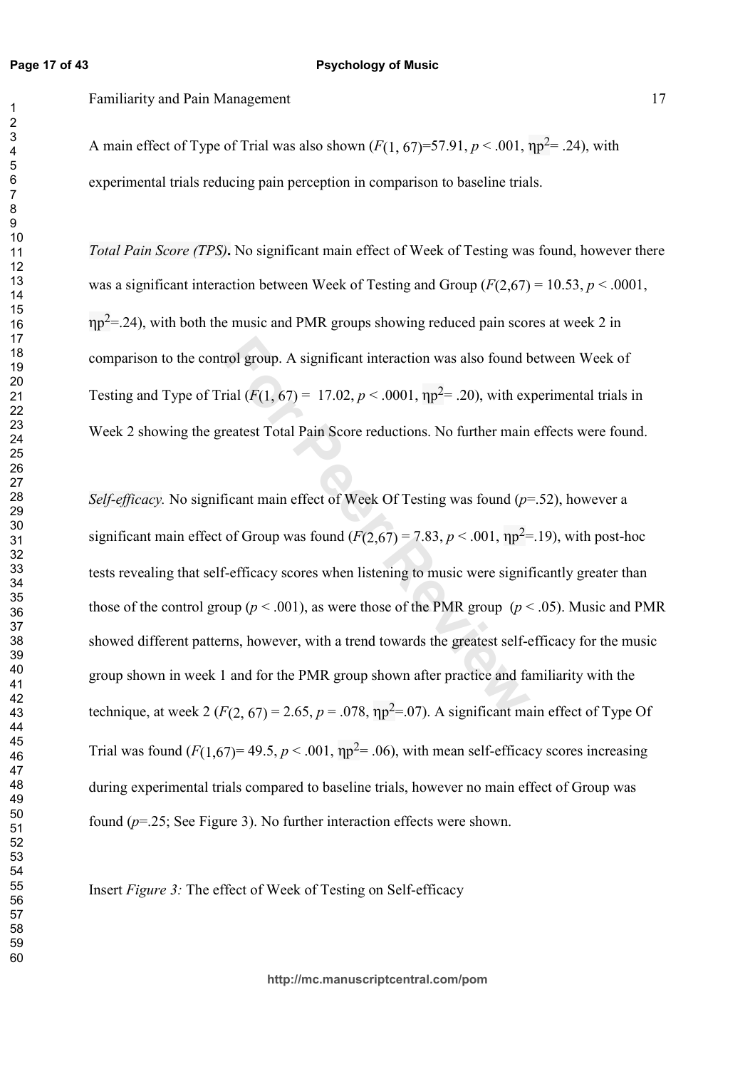A main effect of Type of Trial was also shown ($F(1, 67)=57.91$, $p < .001$, $\eta p^2 = .24$), with experimental trials reducing pain perception in comparison to baseline trials.

*Total Pain Score (TPS)***.** No significant main effect of Week of Testing was found, however there was a significant interaction between Week of Testing and Group ($F(2,67) = 10.53$, $p < .0001$, $\eta p^2=.24$), with both the music and PMR groups showing reduced pain scores at week 2 in comparison to the control group. A significant interaction was also found between Week of Testing and Type of Trial ($F(1, 67) = 17.02$, $p < .0001$, $\eta p^2 = .20$), with experimental trials in Week 2 showing the greatest Total Pain Score reductions. No further main effects were found.

*Self-efficacy.* No significant main effect of Week Of Testing was found ($p=.52$), however a significant main effect of Group was found ($F(2,67) = 7.83$, $p < .001$, $\eta p^2=.19$), with post-hoc tests revealing that self-efficacy scores when listening to music were significantly greater than those of the control group ($p < .001$), as were those of the PMR group ($p < .05$). Music and PMR showed different patterns, however, with a trend towards the greatest self-efficacy for the music group shown in week 1 and for the PMR group shown after practice and familiarity with the technique, at week 2 ($F(2, 67) = 2.65$, $p = .078$, $\eta p^2=.07$). A significant main effect of Type Of Trial was found ($F(1,67)= 49.5$, $p < .001$, $\eta p^2= .06$), with mean self-efficacy scores increasing during experimental trials compared to baseline trials, however no main effect of Group was found ($p=.25$; See Figure 3). No further interaction effects were shown.

Insert *Figure 3:* The effect of Week of Testing on Self-efficacy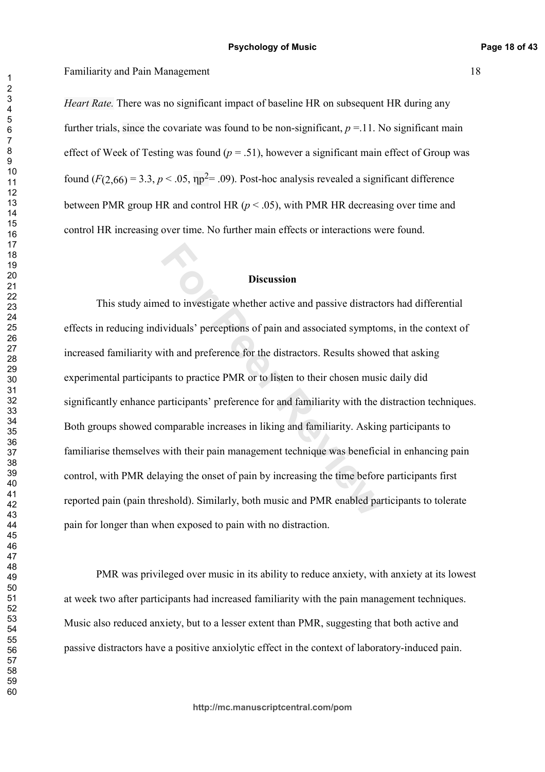*Heart Rate.* There was no significant impact of baseline HR on subsequent HR during any further trials, since the covariate was found to be non-significant, $p$ =.11. No significant main effect of Week of Testing was found ($p$ = .51), however a significant main effect of Group was found ($F(2,66)$ = 3.3, $p$ < .05, $\eta p^2$= .09). Post-hoc analysis revealed a significant difference between PMR group HR and control HR ($p$ < .05), with PMR HR decreasing over time and control HR increasing over time. No further main effects or interactions were found.

## Discussion

This study aimed to investigate whether active and passive distractors had differential effects in reducing individuals' perceptions of pain and associated symptoms, in the context of increased familiarity with and preference for the distractors. Results showed that asking experimental participants to practice PMR or to listen to their chosen music daily did significantly enhance participants' preference for and familiarity with the distraction techniques. Both groups showed comparable increases in liking and familiarity. Asking participants to familiarise themselves with their pain management technique was beneficial in enhancing pain control, with PMR delaying the onset of pain by increasing the time before participants first reported pain (pain threshold). Similarly, both music and PMR enabled participants to tolerate pain for longer than when exposed to pain with no distraction.

PMR was privileged over music in its ability to reduce anxiety, with anxiety at its lowest at week two after participants had increased familiarity with the pain management techniques. Music also reduced anxiety, but to a lesser extent than PMR, suggesting that both active and passive distractors have a positive anxiolytic effect in the context of laboratory-induced pain.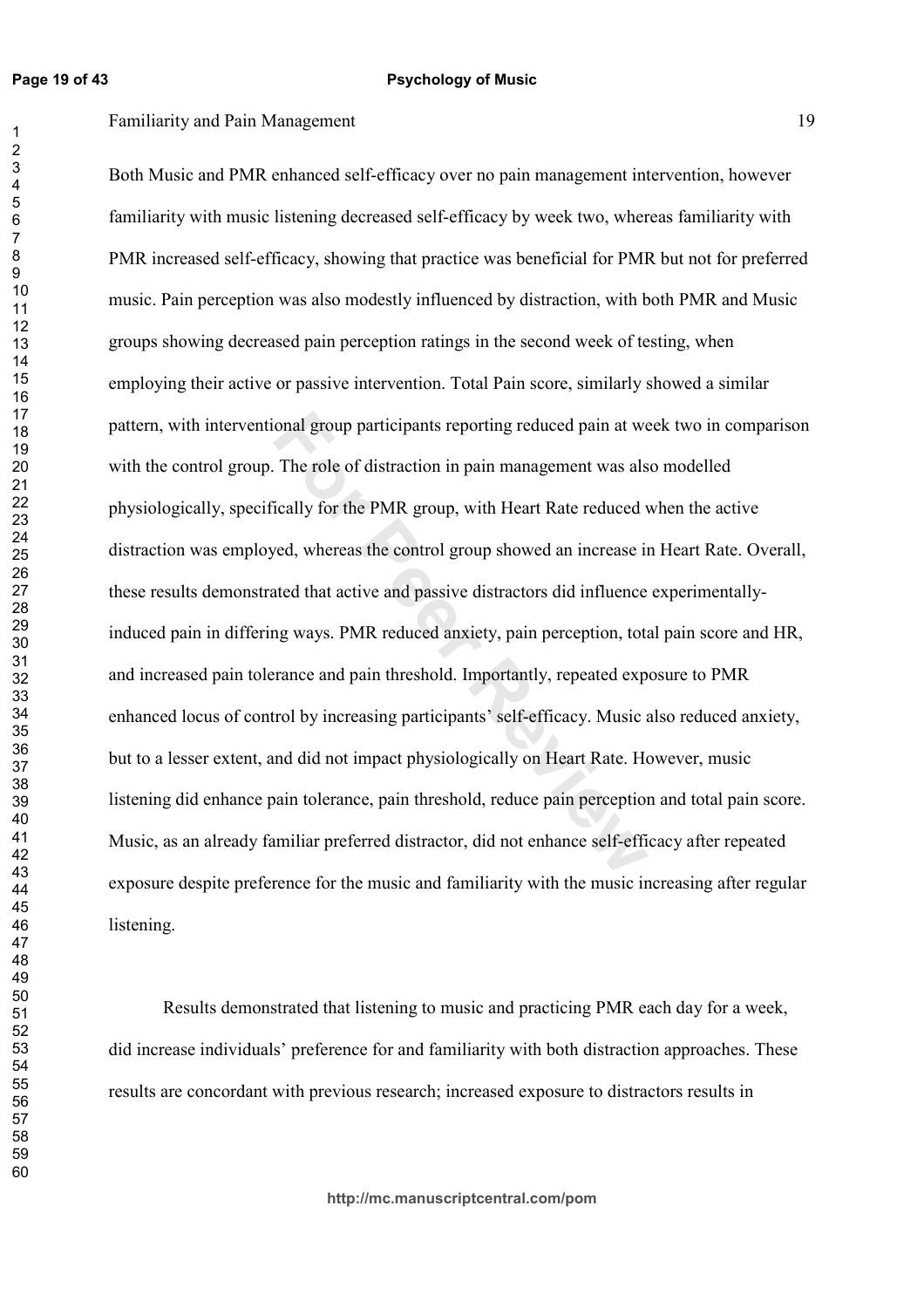Both Music and PMR enhanced self-efficacy over no pain management intervention, however familiarity with music listening decreased self-efficacy by week two, whereas familiarity with PMR increased self-efficacy, showing that practice was beneficial for PMR but not for preferred music. Pain perception was also modestly influenced by distraction, with both PMR and Music groups showing decreased pain perception ratings in the second week of testing, when employing their active or passive intervention. Total Pain score, similarly showed a similar pattern, with interventional group participants reporting reduced pain at week two in comparison with the control group. The role of distraction in pain management was also modelled physiologically, specifically for the PMR group, with Heart Rate reduced when the active distraction was employed, whereas the control group showed an increase in Heart Rate. Overall, these results demonstrated that active and passive distractors did influence experimentally-induced pain in differing ways. PMR reduced anxiety, pain perception, total pain score and HR, and increased pain tolerance and pain threshold. Importantly, repeated exposure to PMR enhanced locus of control by increasing participants' self-efficacy. Music also reduced anxiety, but to a lesser extent, and did not impact physiologically on Heart Rate. However, music listening did enhance pain tolerance, pain threshold, reduce pain perception and total pain score. Music, as an already familiar preferred distractor, did not enhance self-efficacy after repeated exposure despite preference for the music and familiarity with the music increasing after regular listening.

Results demonstrated that listening to music and practicing PMR each day for a week, did increase individuals' preference for and familiarity with both distraction approaches. These results are concordant with previous research; increased exposure to distractors results in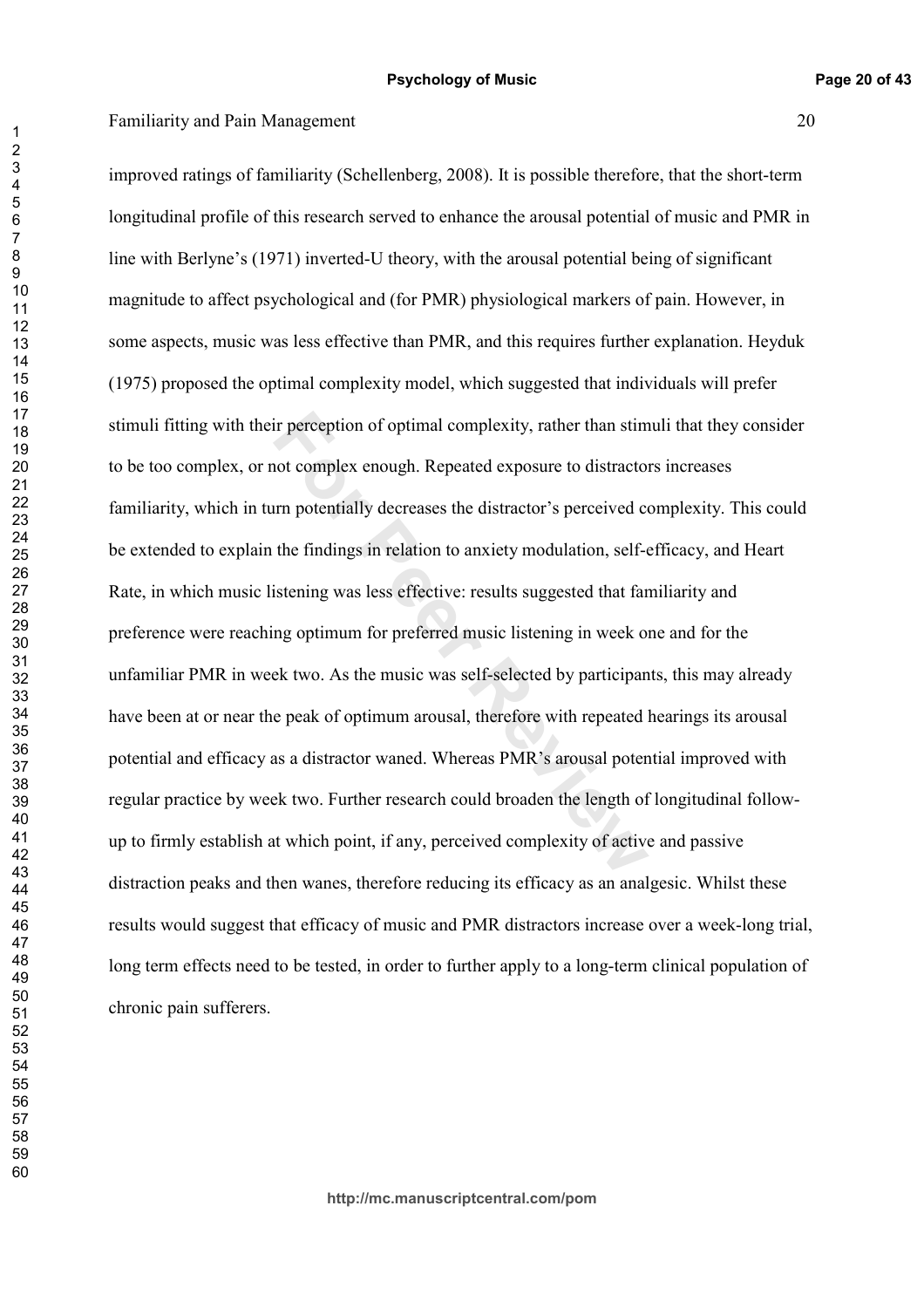improved ratings of familiarity (Schellenberg, 2008). It is possible therefore, that the short-term longitudinal profile of this research served to enhance the arousal potential of music and PMR in line with Berlyne's (1971) inverted-U theory, with the arousal potential being of significant magnitude to affect psychological and (for PMR) physiological markers of pain. However, in some aspects, music was less effective than PMR, and this requires further explanation. Heyduk (1975) proposed the optimal complexity model, which suggested that individuals will prefer stimuli fitting with their perception of optimal complexity, rather than stimuli that they consider to be too complex, or not complex enough. Repeated exposure to distractors increases familiarity, which in turn potentially decreases the distractor's perceived complexity. This could be extended to explain the findings in relation to anxiety modulation, self-efficacy, and Heart Rate, in which music listening was less effective: results suggested that familiarity and preference were reaching optimum for preferred music listening in week one and for the unfamiliar PMR in week two. As the music was self-selected by participants, this may already have been at or near the peak of optimum arousal, therefore with repeated hearings its arousal potential and efficacy as a distractor waned. Whereas PMR's arousal potential improved with regular practice by week two. Further research could broaden the length of longitudinal follow-up to firmly establish at which point, if any, perceived complexity of active and passive distraction peaks and then wanes, therefore reducing its efficacy as an analgesic. Whilst these results would suggest that efficacy of music and PMR distractors increase over a week-long trial, long term effects need to be tested, in order to further apply to a long-term clinical population of chronic pain sufferers.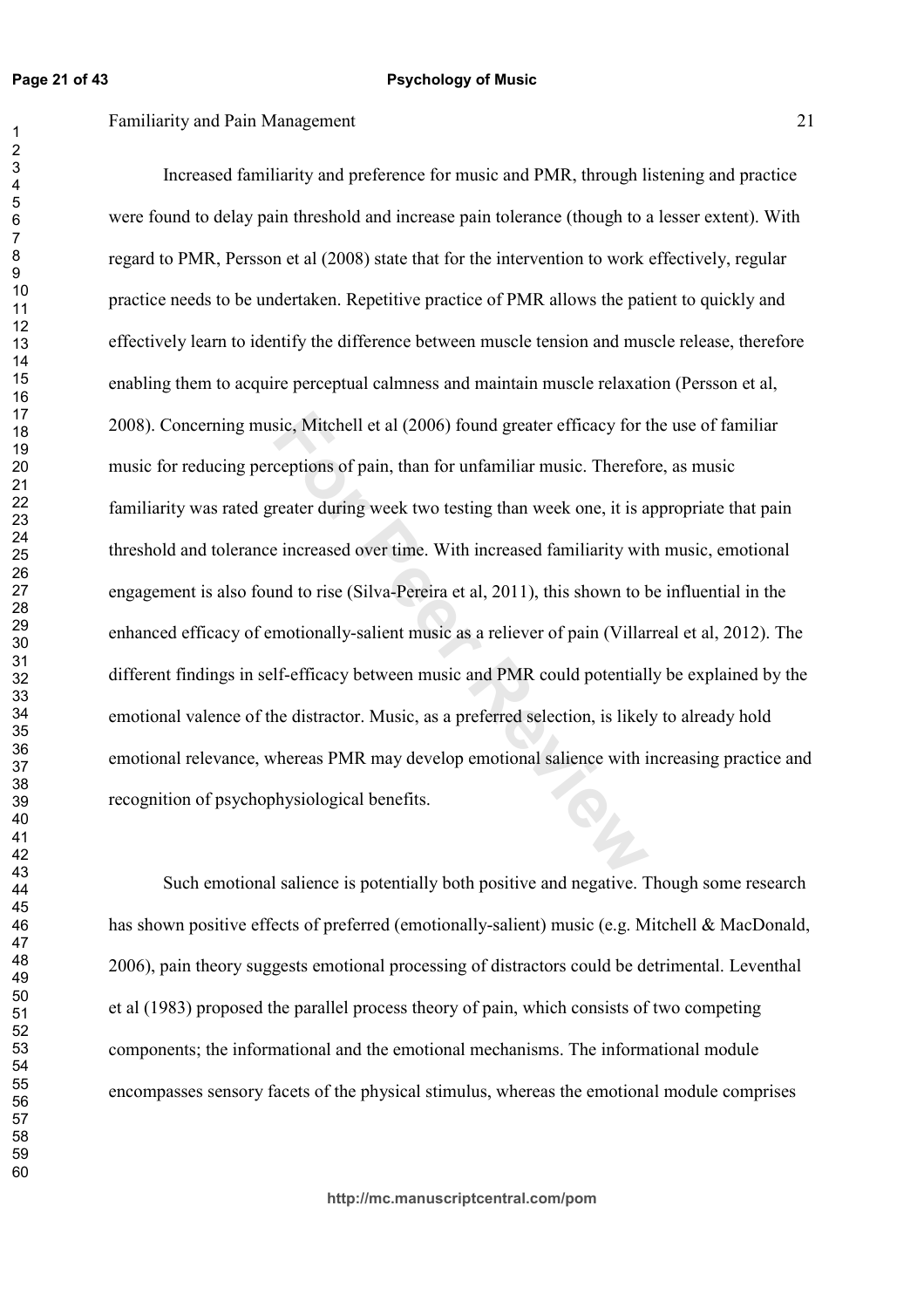Increased familiarity and preference for music and PMR, through listening and practice were found to delay pain threshold and increase pain tolerance (though to a lesser extent). With regard to PMR, Persson et al (2008) state that for the intervention to work effectively, regular practice needs to be undertaken. Repetitive practice of PMR allows the patient to quickly and effectively learn to identify the difference between muscle tension and muscle release, therefore enabling them to acquire perceptual calmness and maintain muscle relaxation (Persson et al, 2008). Concerning music, Mitchell et al (2006) found greater efficacy for the use of familiar music for reducing perceptions of pain, than for unfamiliar music. Therefore, as music familiarity was rated greater during week two testing than week one, it is appropriate that pain threshold and tolerance increased over time. With increased familiarity with music, emotional engagement is also found to rise (Silva-Pereira et al, 2011), this shown to be influential in the enhanced efficacy of emotionally-salient music as a reliever of pain (Villarreal et al, 2012). The different findings in self-efficacy between music and PMR could potentially be explained by the emotional valence of the distractor. Music, as a preferred selection, is likely to already hold emotional relevance, whereas PMR may develop emotional salience with increasing practice and recognition of psychophysiological benefits.

Such emotional salience is potentially both positive and negative. Though some research has shown positive effects of preferred (emotionally-salient) music (e.g. Mitchell & MacDonald, 2006), pain theory suggests emotional processing of distractors could be detrimental. Leventhal et al (1983) proposed the parallel process theory of pain, which consists of two competing components; the informational and the emotional mechanisms. The informational module encompasses sensory facets of the physical stimulus, whereas the emotional module comprises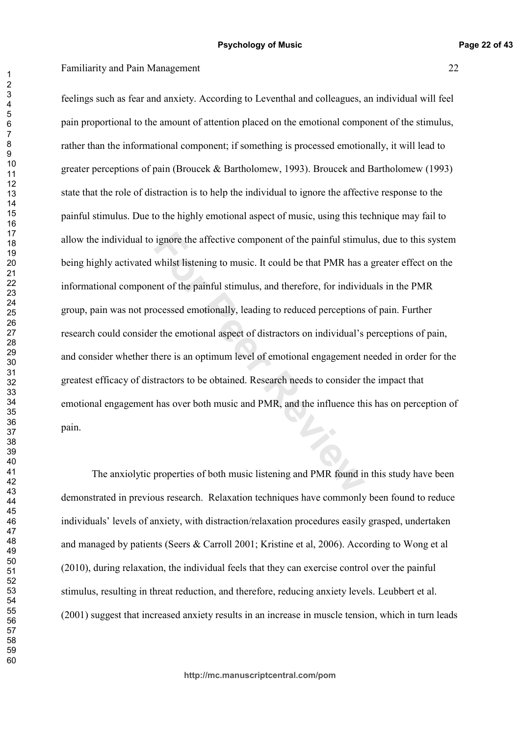feelings such as fear and anxiety. According to Leventhal and colleagues, an individual will feel pain proportional to the amount of attention placed on the emotional component of the stimulus, rather than the informational component; if something is processed emotionally, it will lead to greater perceptions of pain (Broucek & Bartholomew, 1993). Broucek and Bartholomew (1993) state that the role of distraction is to help the individual to ignore the affective response to the painful stimulus. Due to the highly emotional aspect of music, using this technique may fail to allow the individual to ignore the affective component of the painful stimulus, due to this system being highly activated whilst listening to music. It could be that PMR has a greater effect on the informational component of the painful stimulus, and therefore, for individuals in the PMR group, pain was not processed emotionally, leading to reduced perceptions of pain. Further research could consider the emotional aspect of distractors on individual's perceptions of pain, and consider whether there is an optimum level of emotional engagement needed in order for the greatest efficacy of distractors to be obtained. Research needs to consider the impact that emotional engagement has over both music and PMR, and the influence this has on perception of pain.

The anxiolytic properties of both music listening and PMR found in this study have been demonstrated in previous research. Relaxation techniques have commonly been found to reduce individuals' levels of anxiety, with distraction/relaxation procedures easily grasped, undertaken and managed by patients (Seers & Carroll 2001; Kristine et al, 2006). According to Wong et al (2010), during relaxation, the individual feels that they can exercise control over the painful stimulus, resulting in threat reduction, and therefore, reducing anxiety levels. Leubbert et al. (2001) suggest that increased anxiety results in an increase in muscle tension, which in turn leads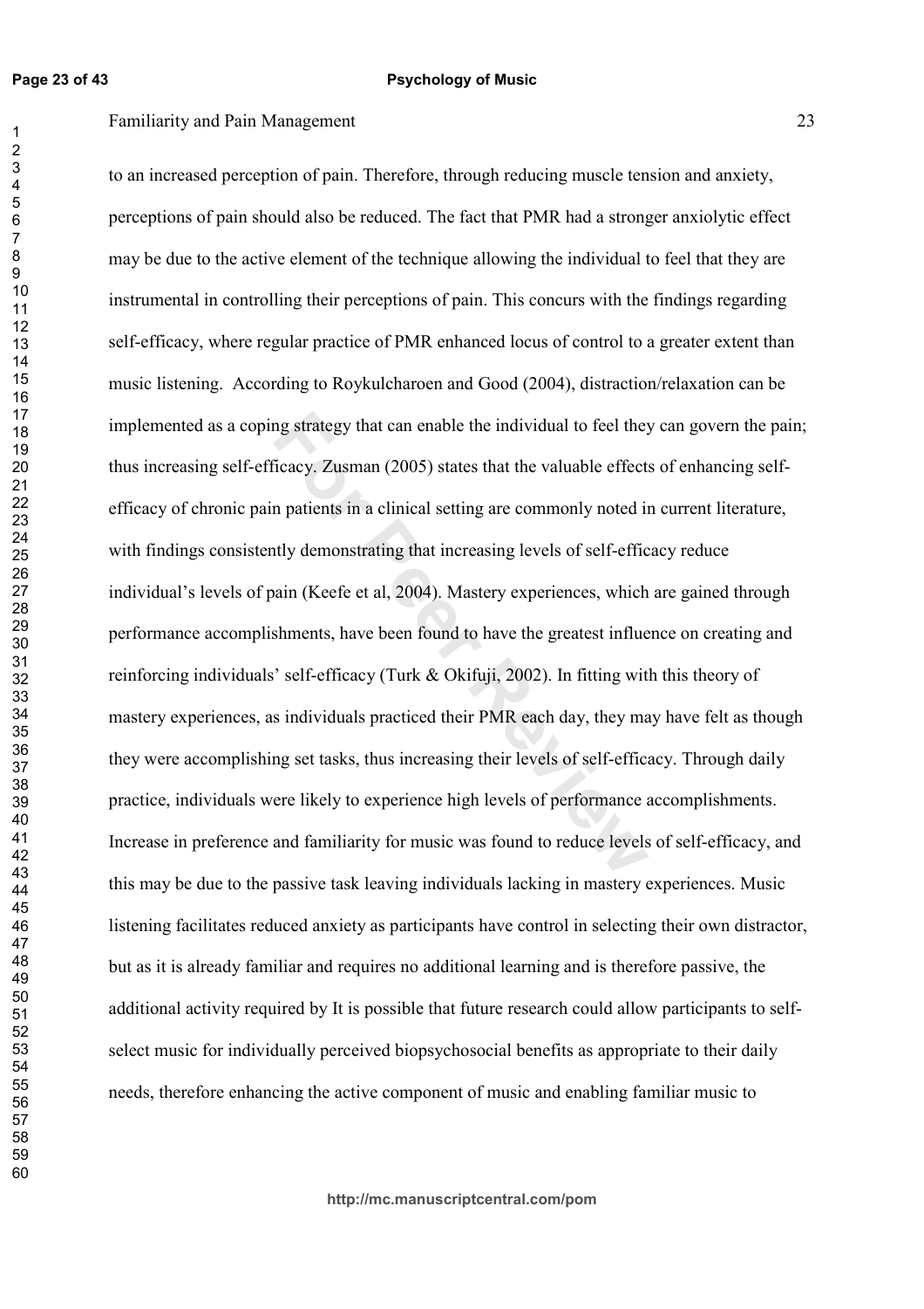to an increased perception of pain. Therefore, through reducing muscle tension and anxiety, perceptions of pain should also be reduced. The fact that PMR had a stronger anxiolytic effect may be due to the active element of the technique allowing the individual to feel that they are instrumental in controlling their perceptions of pain. This concurs with the findings regarding self-efficacy, where regular practice of PMR enhanced locus of control to a greater extent than music listening. According to Roykulcharoen and Good (2004), distraction/relaxation can be implemented as a coping strategy that can enable the individual to feel they can govern the pain; thus increasing self-efficacy. Zusman (2005) states that the valuable effects of enhancing self-efficacy of chronic pain patients in a clinical setting are commonly noted in current literature, with findings consistently demonstrating that increasing levels of self-efficacy reduce individual's levels of pain (Keefe et al, 2004). Mastery experiences, which are gained through performance accomplishments, have been found to have the greatest influence on creating and reinforcing individuals' self-efficacy (Turk & Okifuji, 2002). In fitting with this theory of mastery experiences, as individuals practiced their PMR each day, they may have felt as though they were accomplishing set tasks, thus increasing their levels of self-efficacy. Through daily practice, individuals were likely to experience high levels of performance accomplishments. Increase in preference and familiarity for music was found to reduce levels of self-efficacy, and this may be due to the passive task leaving individuals lacking in mastery experiences. Music listening facilitates reduced anxiety as participants have control in selecting their own distractor, but as it is already familiar and requires no additional learning and is therefore passive, the additional activity required by It is possible that future research could allow participants to self-select music for individually perceived biopsychosocial benefits as appropriate to their daily needs, therefore enhancing the active component of music and enabling familiar music to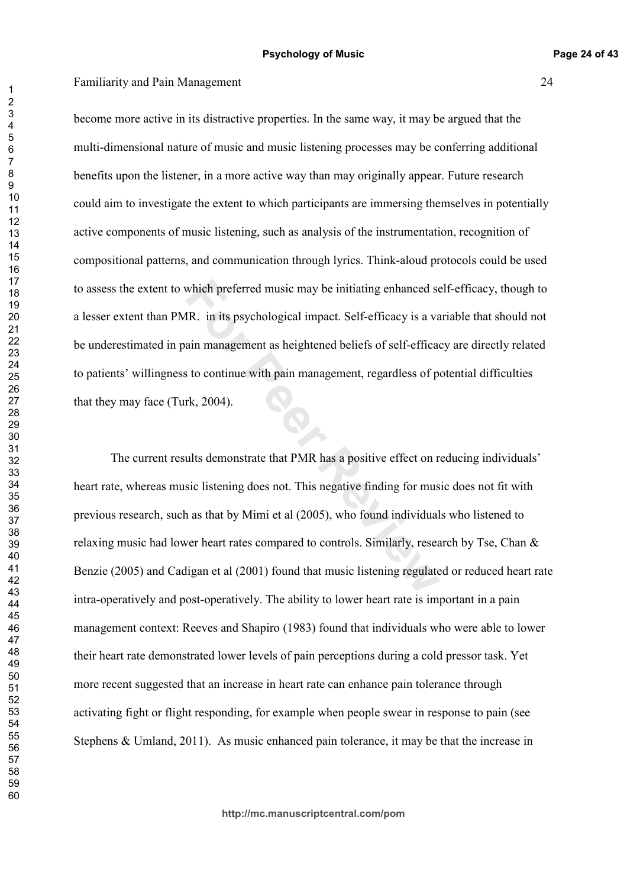become more active in its distractive properties. In the same way, it may be argued that the multi-dimensional nature of music and music listening processes may be conferring additional benefits upon the listener, in a more active way than may originally appear. Future research could aim to investigate the extent to which participants are immersing themselves in potentially active components of music listening, such as analysis of the instrumentation, recognition of compositional patterns, and communication through lyrics. Think-aloud protocols could be used to assess the extent to which preferred music may be initiating enhanced self-efficacy, though to a lesser extent than PMR. in its psychological impact. Self-efficacy is a variable that should not be underestimated in pain management as heightened beliefs of self-efficacy are directly related to patients' willingness to continue with pain management, regardless of potential difficulties that they may face (Turk, 2004).

The current results demonstrate that PMR has a positive effect on reducing individuals' heart rate, whereas music listening does not. This negative finding for music does not fit with previous research, such as that by Mimi et al (2005), who found individuals who listened to relaxing music had lower heart rates compared to controls. Similarly, research by Tse, Chan & Benzie (2005) and Cadigan et al (2001) found that music listening regulated or reduced heart rate intra-operatively and post-operatively. The ability to lower heart rate is important in a pain management context: Reeves and Shapiro (1983) found that individuals who were able to lower their heart rate demonstrated lower levels of pain perceptions during a cold pressor task. Yet more recent suggested that an increase in heart rate can enhance pain tolerance through activating fight or flight responding, for example when people swear in response to pain (see Stephens & Umland, 2011). As music enhanced pain tolerance, it may be that the increase in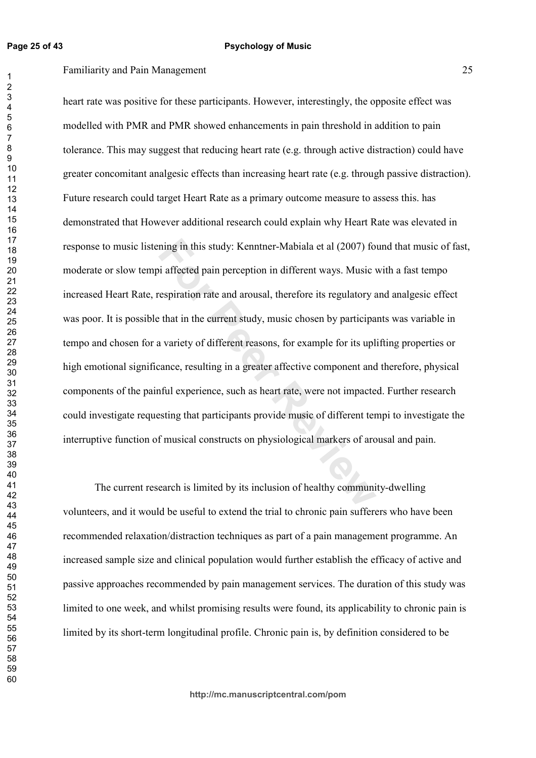heart rate was positive for these participants. However, interestingly, the opposite effect was modelled with PMR and PMR showed enhancements in pain threshold in addition to pain tolerance. This may suggest that reducing heart rate (e.g. through active distraction) could have greater concomitant analgesic effects than increasing heart rate (e.g. through passive distraction). Future research could target Heart Rate as a primary outcome measure to assess this. has demonstrated that However additional research could explain why Heart Rate was elevated in response to music listening in this study: Kenntner-Mabiala et al (2007) found that music of fast, moderate or slow tempi affected pain perception in different ways. Music with a fast tempo increased Heart Rate, respiration rate and arousal, therefore its regulatory and analgesic effect was poor. It is possible that in the current study, music chosen by participants was variable in tempo and chosen for a variety of different reasons, for example for its uplifting properties or high emotional significance, resulting in a greater affective component and therefore, physical components of the painful experience, such as heart rate, were not impacted. Further research could investigate requesting that participants provide music of different tempi to investigate the interruptive function of musical constructs on physiological markers of arousal and pain.

The current research is limited by its inclusion of healthy community-dwelling volunteers, and it would be useful to extend the trial to chronic pain sufferers who have been recommended relaxation/distraction techniques as part of a pain management programme. An increased sample size and clinical population would further establish the efficacy of active and passive approaches recommended by pain management services. The duration of this study was limited to one week, and whilst promising results were found, its applicability to chronic pain is limited by its short-term longitudinal profile. Chronic pain is, by definition considered to be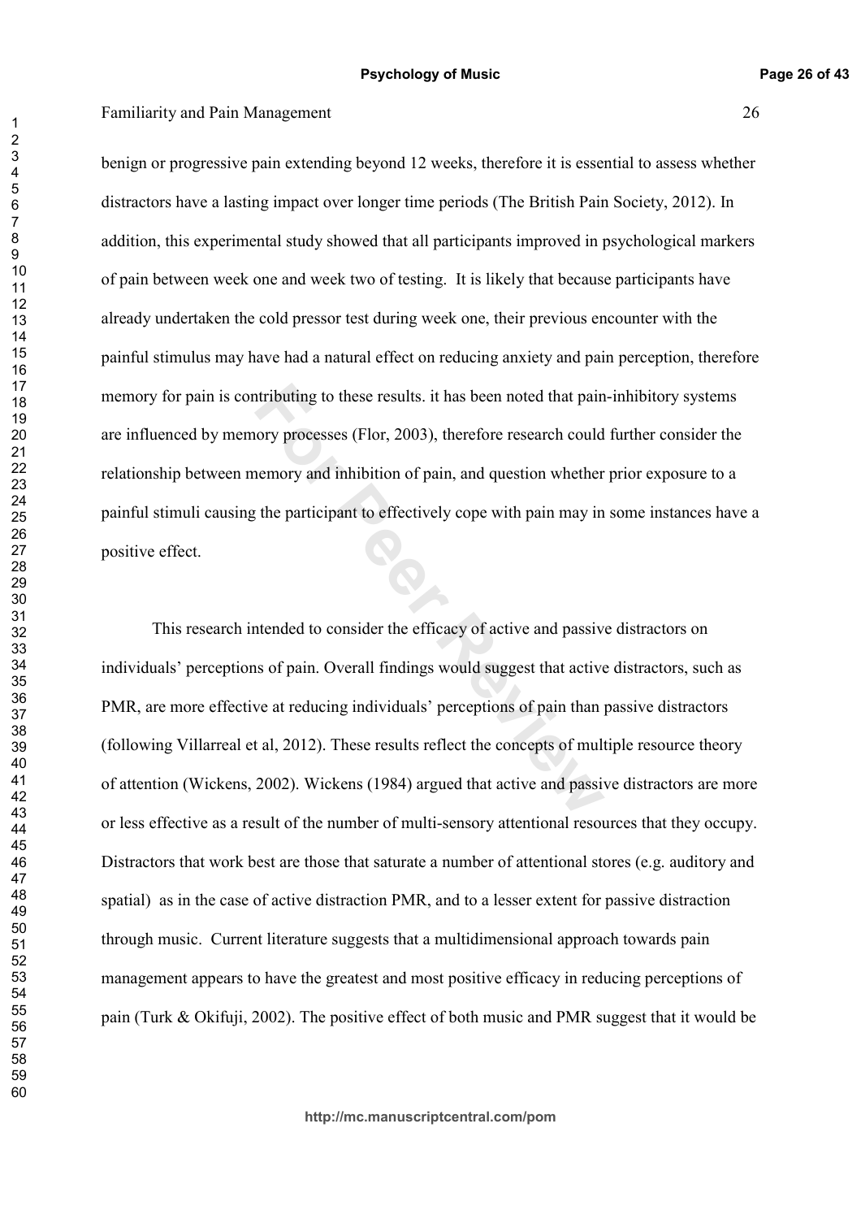benign or progressive pain extending beyond 12 weeks, therefore it is essential to assess whether distractors have a lasting impact over longer time periods (The British Pain Society, 2012). In addition, this experimental study showed that all participants improved in psychological markers of pain between week one and week two of testing. It is likely that because participants have already undertaken the cold pressor test during week one, their previous encounter with the painful stimulus may have had a natural effect on reducing anxiety and pain perception, therefore memory for pain is contributing to these results. it has been noted that pain-inhibitory systems are influenced by memory processes (Flor, 2003), therefore research could further consider the relationship between memory and inhibition of pain, and question whether prior exposure to a painful stimuli causing the participant to effectively cope with pain may in some instances have a positive effect.

This research intended to consider the efficacy of active and passive distractors on individuals' perceptions of pain. Overall findings would suggest that active distractors, such as PMR, are more effective at reducing individuals' perceptions of pain than passive distractors (following Villarreal et al, 2012). These results reflect the concepts of multiple resource theory of attention (Wickens, 2002). Wickens (1984) argued that active and passive distractors are more or less effective as a result of the number of multi-sensory attentional resources that they occupy. Distractors that work best are those that saturate a number of attentional stores (e.g. auditory and spatial) as in the case of active distraction PMR, and to a lesser extent for passive distraction through music. Current literature suggests that a multidimensional approach towards pain management appears to have the greatest and most positive efficacy in reducing perceptions of pain (Turk & Okifuji, 2002). The positive effect of both music and PMR suggest that it would be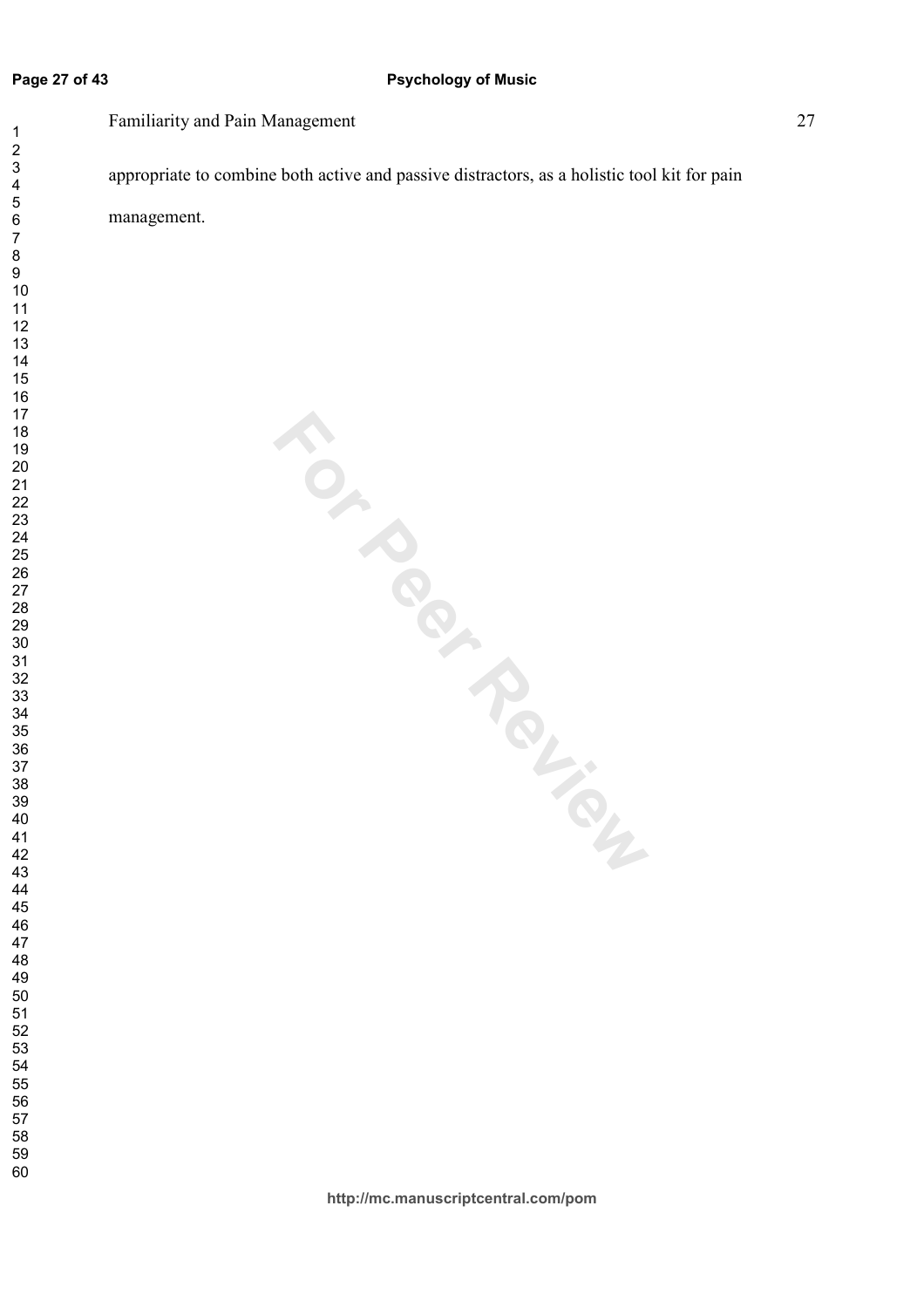appropriate to combine both active and passive distractors, as a holistic tool kit for pain management.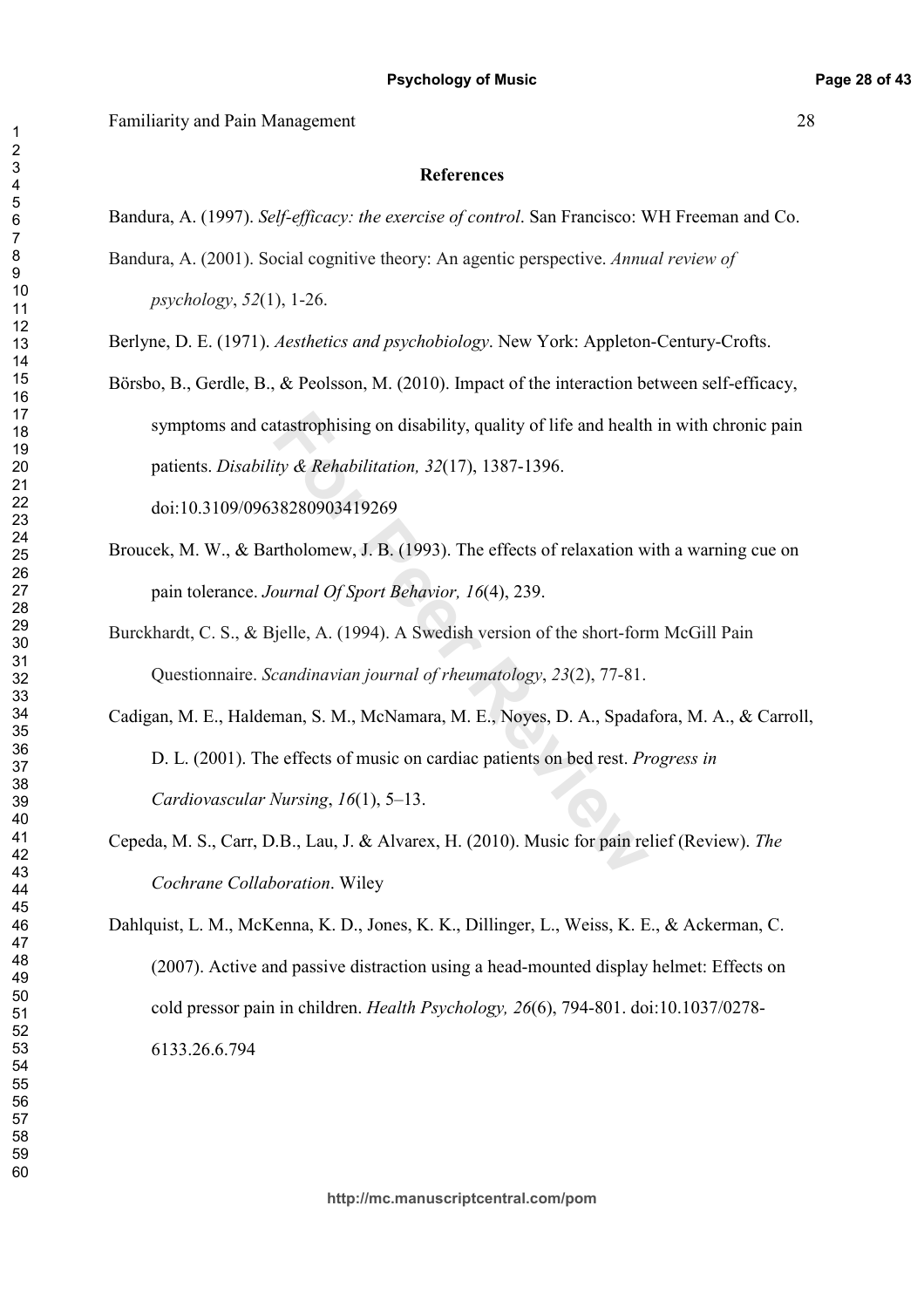**References**

Bandura, A. (1997). *Self-efficacy: the exercise of control*. San Francisco: WH Freeman and Co.

Bandura, A. (2001). Social cognitive theory: An agentic perspective. *Annual review of psychology*, *52*(1), 1-26.

Berlyne, D. E. (1971). *Aesthetics and psychobiology*. New York: Appleton-Century-Crofts.

Börsbo, B., Gerdle, B., & Peolsson, M. (2010). Impact of the interaction between self-efficacy, symptoms and catastrophising on disability, quality of life and health in with chronic pain patients. *Disability & Rehabilitation, 32*(17), 1387-1396. doi:10.3109/09638280903419269

Broucek, M. W., & Bartholomew, J. B. (1993). The effects of relaxation with a warning cue on pain tolerance. *Journal Of Sport Behavior, 16*(4), 239.

Burckhardt, C. S., & Bjelle, A. (1994). A Swedish version of the short-form McGill Pain Questionnaire. *Scandinavian journal of rheumatology*, *23*(2), 77-81.

Cadigan, M. E., Haldeman, S. M., McNamara, M. E., Noyes, D. A., Spadafora, M. A., & Carroll, D. L. (2001). The effects of music on cardiac patients on bed rest. *Progress in Cardiovascular Nursing*, *16*(1), 5–13.

Cepeda, M. S., Carr, D.B., Lau, J. & Alvarex, H. (2010). Music for pain relief (Review). *The Cochrane Collaboration*. Wiley

Dahlquist, L. M., McKenna, K. D., Jones, K. K., Dillinger, L., Weiss, K. E., & Ackerman, C. (2007). Active and passive distraction using a head-mounted display helmet: Effects on cold pressor pain in children. *Health Psychology, 26*(6), 794-801. doi:10.1037/0278-6133.26.6.794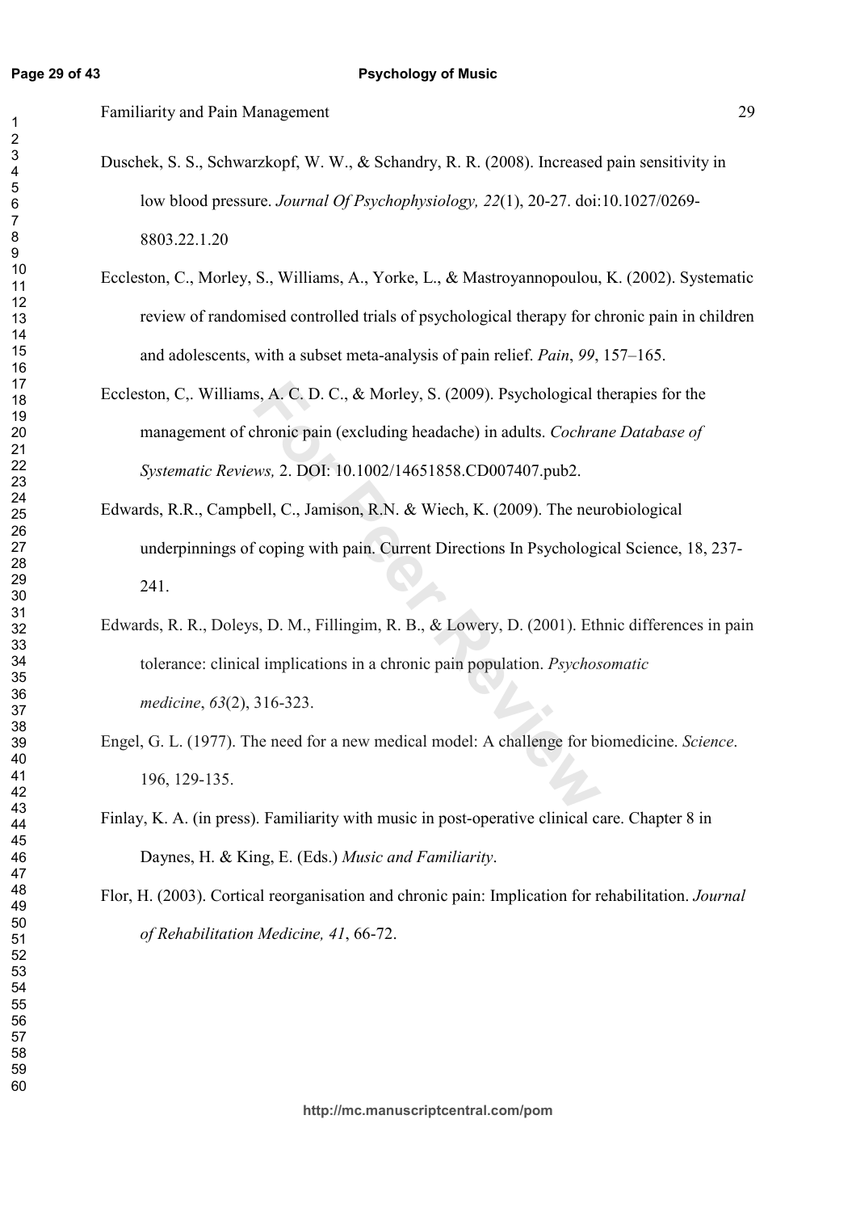Duschek, S. S., Schwarzkopf, W. W., & Schandry, R. R. (2008). Increased pain sensitivity in low blood pressure. *Journal Of Psychophysiology, 22*(1), 20-27. doi:10.1027/0269-8803.22.1.20

Eccleston, C., Morley, S., Williams, A., Yorke, L., & Mastroyannopoulou, K. (2002). Systematic review of randomised controlled trials of psychological therapy for chronic pain in children and adolescents, with a subset meta-analysis of pain relief. *Pain*, *99*, 157–165.

Eccleston, C,. Williams, A. C. D. C., & Morley, S. (2009). Psychological therapies for the management of chronic pain (excluding headache) in adults. *Cochrane Database of Systematic Reviews,* 2. DOI: 10.1002/14651858.CD007407.pub2.

Edwards, R.R., Campbell, C., Jamison, R.N. & Wiech, K. (2009). The neurobiological underpinnings of coping with pain. Current Directions In Psychological Science, 18, 237-241.

Edwards, R. R., Doleys, D. M., Fillingim, R. B., & Lowery, D. (2001). Ethnic differences in pain tolerance: clinical implications in a chronic pain population. *Psychosomatic medicine*, *63*(2), 316-323.

Engel, G. L. (1977). The need for a new medical model: A challenge for biomedicine. *Science*. 196, 129-135.

Finlay, K. A. (in press). Familiarity with music in post-operative clinical care. Chapter 8 in Daynes, H. & King, E. (Eds.) *Music and Familiarity*.

Flor, H. (2003). Cortical reorganisation and chronic pain: Implication for rehabilitation. *Journal of Rehabilitation Medicine, 41*, 66-72.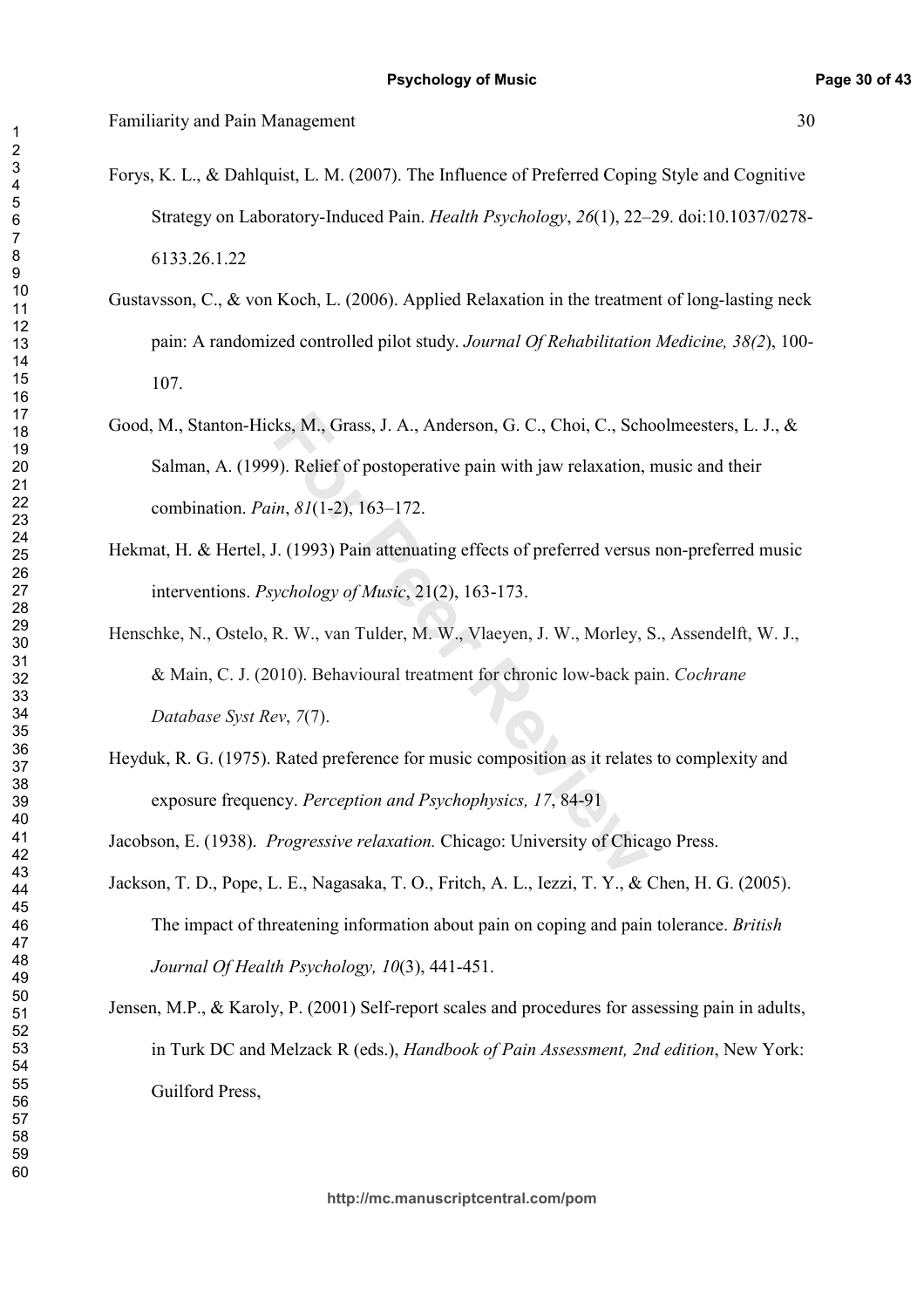Forys, K. L., & Dahlquist, L. M. (2007). The Influence of Preferred Coping Style and Cognitive Strategy on Laboratory-Induced Pain. *Health Psychology*, *26*(1), 22–29. doi:10.1037/0278-6133.26.1.22

Gustavsson, C., & von Koch, L. (2006). Applied Relaxation in the treatment of long-lasting neck pain: A randomized controlled pilot study. *Journal Of Rehabilitation Medicine, 38(2*), 100-107.

Good, M., Stanton-Hicks, M., Grass, J. A., Anderson, G. C., Choi, C., Schoolmeesters, L. J., & Salman, A. (1999). Relief of postoperative pain with jaw relaxation, music and their combination. *Pain*, *81*(1-2), 163–172.

Hekmat, H. & Hertel, J. (1993) Pain attenuating effects of preferred versus non-preferred music interventions. *Psychology of Music*, 21(2), 163-173.

Henschke, N., Ostelo, R. W., van Tulder, M. W., Vlaeyen, J. W., Morley, S., Assendelft, W. J., & Main, C. J. (2010). Behavioural treatment for chronic low-back pain. *Cochrane Database Syst Rev*, *7*(7).

Heyduk, R. G. (1975). Rated preference for music composition as it relates to complexity and exposure frequency. *Perception and Psychophysics, 17*, 84-91

Jacobson, E. (1938). *Progressive relaxation.* Chicago: University of Chicago Press.

Jackson, T. D., Pope, L. E., Nagasaka, T. O., Fritch, A. L., Iezzi, T. Y., & Chen, H. G. (2005). The impact of threatening information about pain on coping and pain tolerance. *British Journal Of Health Psychology, 10*(3), 441-451.

Jensen, M.P., & Karoly, P. (2001) Self-report scales and procedures for assessing pain in adults, in Turk DC and Melzack R (eds.), *Handbook of Pain Assessment, 2nd edition*, New York: Guilford Press,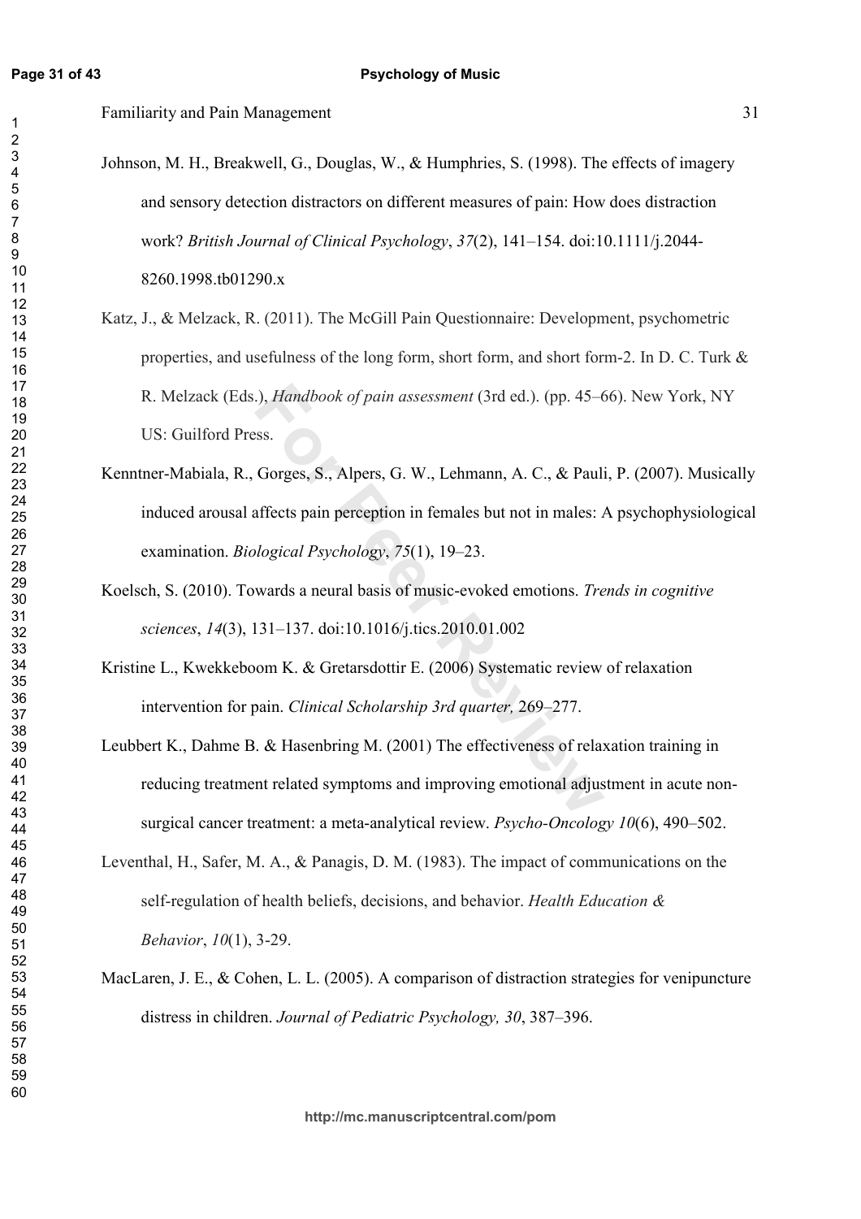Johnson, M. H., Breakwell, G., Douglas, W., & Humphries, S. (1998). The effects of imagery and sensory detection distractors on different measures of pain: How does distraction work? *British Journal of Clinical Psychology*, *37*(2), 141–154. doi:10.1111/j.2044-8260.1998.tb01290.x

Katz, J., & Melzack, R. (2011). The McGill Pain Questionnaire: Development, psychometric properties, and usefulness of the long form, short form, and short form-2. In D. C. Turk & R. Melzack (Eds.), *Handbook of pain assessment* (3rd ed.). (pp. 45–66). New York, NY US: Guilford Press.

Kenntner-Mabiala, R., Gorges, S., Alpers, G. W., Lehmann, A. C., & Pauli, P. (2007). Musically induced arousal affects pain perception in females but not in males: A psychophysiological examination. *Biological Psychology*, *75*(1), 19–23.

Koelsch, S. (2010). Towards a neural basis of music-evoked emotions. *Trends in cognitive sciences*, *14*(3), 131–137. doi:10.1016/j.tics.2010.01.002

Kristine L., Kwekkeboom K. & Gretarsdottir E. (2006) Systematic review of relaxation intervention for pain. *Clinical Scholarship 3rd quarter,* 269–277.

Leubbert K., Dahme B. & Hasenbring M. (2001) The effectiveness of relaxation training in reducing treatment related symptoms and improving emotional adjustment in acute non-surgical cancer treatment: a meta-analytical review. *Psycho-Oncology* *10*(6), 490–502.

Leventhal, H., Safer, M. A., & Panagis, D. M. (1983). The impact of communications on the self-regulation of health beliefs, decisions, and behavior. *Health Education & Behavior*, *10*(1), 3-29.

MacLaren, J. E., & Cohen, L. L. (2005). A comparison of distraction strategies for venipuncture distress in children. *Journal of Pediatric Psychology, 30*, 387–396.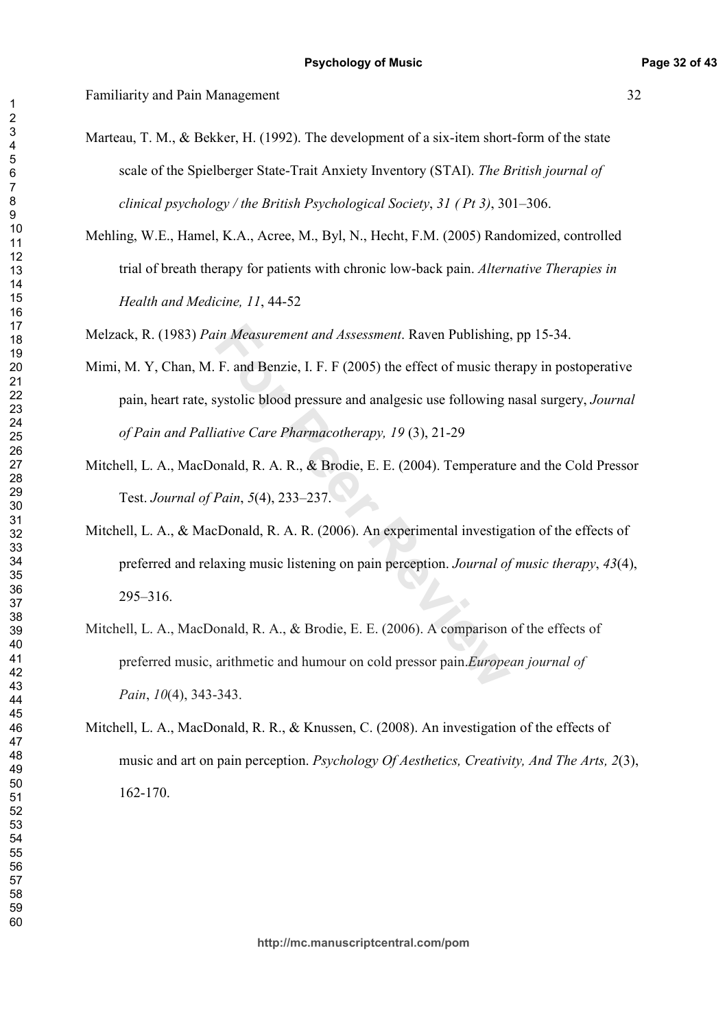Marteau, T. M., & Bekker, H. (1992). The development of a six-item short-form of the state scale of the Spielberger State-Trait Anxiety Inventory (STAI). *The British journal of clinical psychology / the British Psychological Society*, *31 ( Pt 3)*, 301–306.

Mehling, W.E., Hamel, K.A., Acree, M., Byl, N., Hecht, F.M. (2005) Randomized, controlled trial of breath therapy for patients with chronic low-back pain. *Alternative Therapies in Health and Medicine, 11*, 44-52

Melzack, R. (1983) *Pain Measurement and Assessment*. Raven Publishing, pp 15-34.

Mimi, M. Y, Chan, M. F. and Benzie, I. F. F (2005) the effect of music therapy in postoperative pain, heart rate, systolic blood pressure and analgesic use following nasal surgery, *Journal of Pain and Palliative Care Pharmacotherapy, 19* (3), 21-29

Mitchell, L. A., MacDonald, R. A. R., & Brodie, E. E. (2004). Temperature and the Cold Pressor Test. *Journal of Pain*, *5*(4), 233–237.

Mitchell, L. A., & MacDonald, R. A. R. (2006). An experimental investigation of the effects of preferred and relaxing music listening on pain perception. *Journal of music therapy*, *43*(4), 295–316.

Mitchell, L. A., MacDonald, R. A., & Brodie, E. E. (2006). A comparison of the effects of preferred music, arithmetic and humour on cold pressor pain.*European journal of Pain*, *10*(4), 343-343.

Mitchell, L. A., MacDonald, R. R., & Knussen, C. (2008). An investigation of the effects of music and art on pain perception. *Psychology Of Aesthetics, Creativity, And The Arts, 2*(3), 162-170.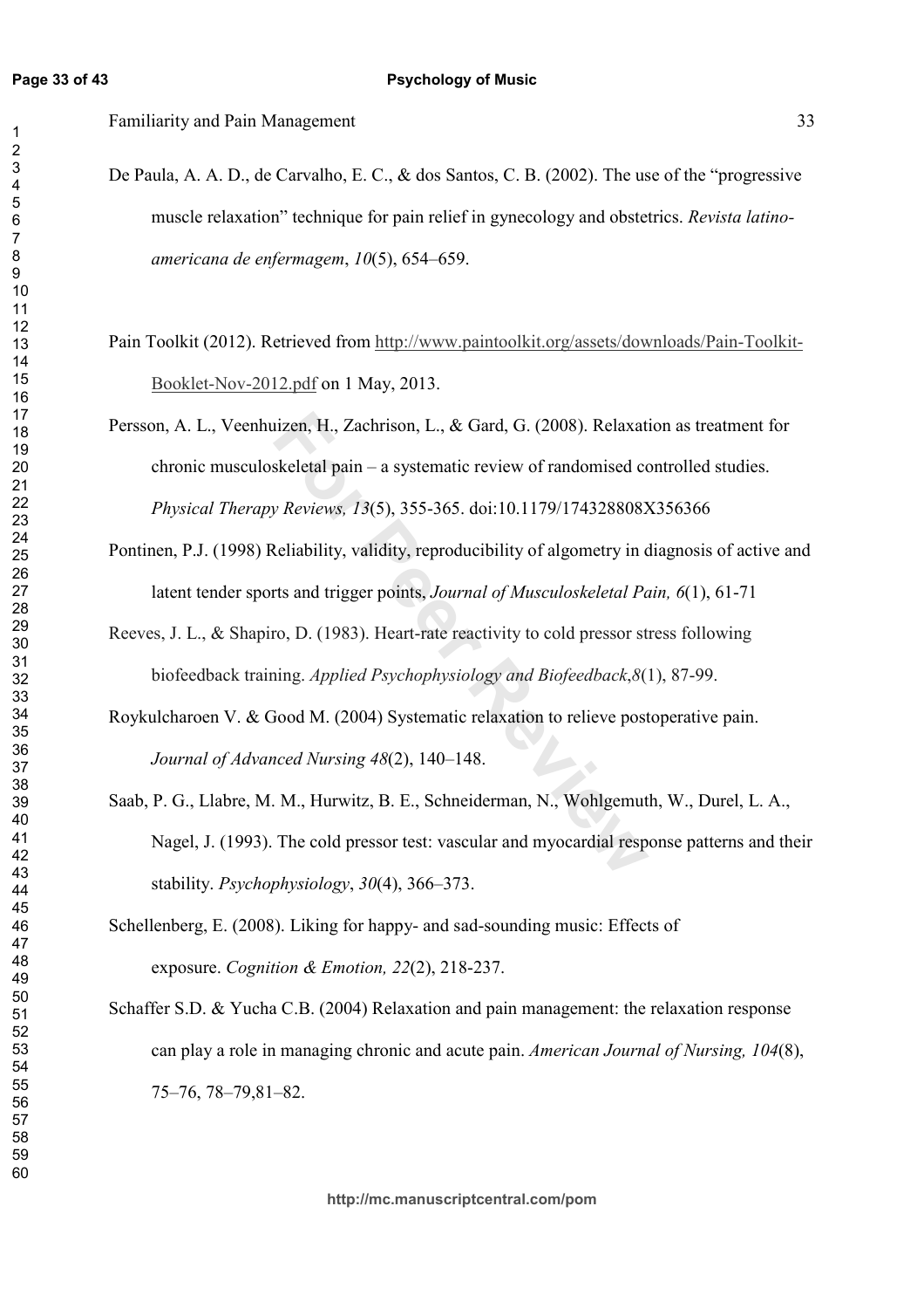De Paula, A. A. D., de Carvalho, E. C., & dos Santos, C. B. (2002). The use of the "progressive muscle relaxation" technique for pain relief in gynecology and obstetrics. *Revista latino-americana de enfermagem*, *10*(5), 654–659.

Pain Toolkit (2012). Retrieved from http://www.paintoolkit.org/assets/downloads/Pain-Toolkit-Booklet-Nov-2012.pdf on 1 May, 2013.

Persson, A. L., Veenhuizen, H., Zachrison, L., & Gard, G. (2008). Relaxation as treatment for chronic musculoskeletal pain – a systematic review of randomised controlled studies. *Physical Therapy Reviews, 13*(5), 355-365. doi:10.1179/174328808X356366

Pontinen, P.J. (1998) Reliability, validity, reproducibility of algometry in diagnosis of active and latent tender sports and trigger points, *Journal of Musculoskeletal Pain, 6*(1), 61-71

Reeves, J. L., & Shapiro, D. (1983). Heart-rate reactivity to cold pressor stress following biofeedback training. *Applied Psychophysiology and Biofeedback*,*8*(1), 87-99.

Roykulcharoen V. & Good M. (2004) Systematic relaxation to relieve postoperative pain. *Journal of Advanced Nursing 48*(2), 140–148.

Saab, P. G., Llabre, M. M., Hurwitz, B. E., Schneiderman, N., Wohlgemuth, W., Durel, L. A., Nagel, J. (1993). The cold pressor test: vascular and myocardial response patterns and their stability. *Psychophysiology*, *30*(4), 366–373.

Schellenberg, E. (2008). Liking for happy- and sad-sounding music: Effects of exposure. *Cognition & Emotion, 22*(2), 218-237.

Schaffer S.D. & Yucha C.B. (2004) Relaxation and pain management: the relaxation response can play a role in managing chronic and acute pain. *American Journal of Nursing, 104*(8), 75–76, 78–79,81–82.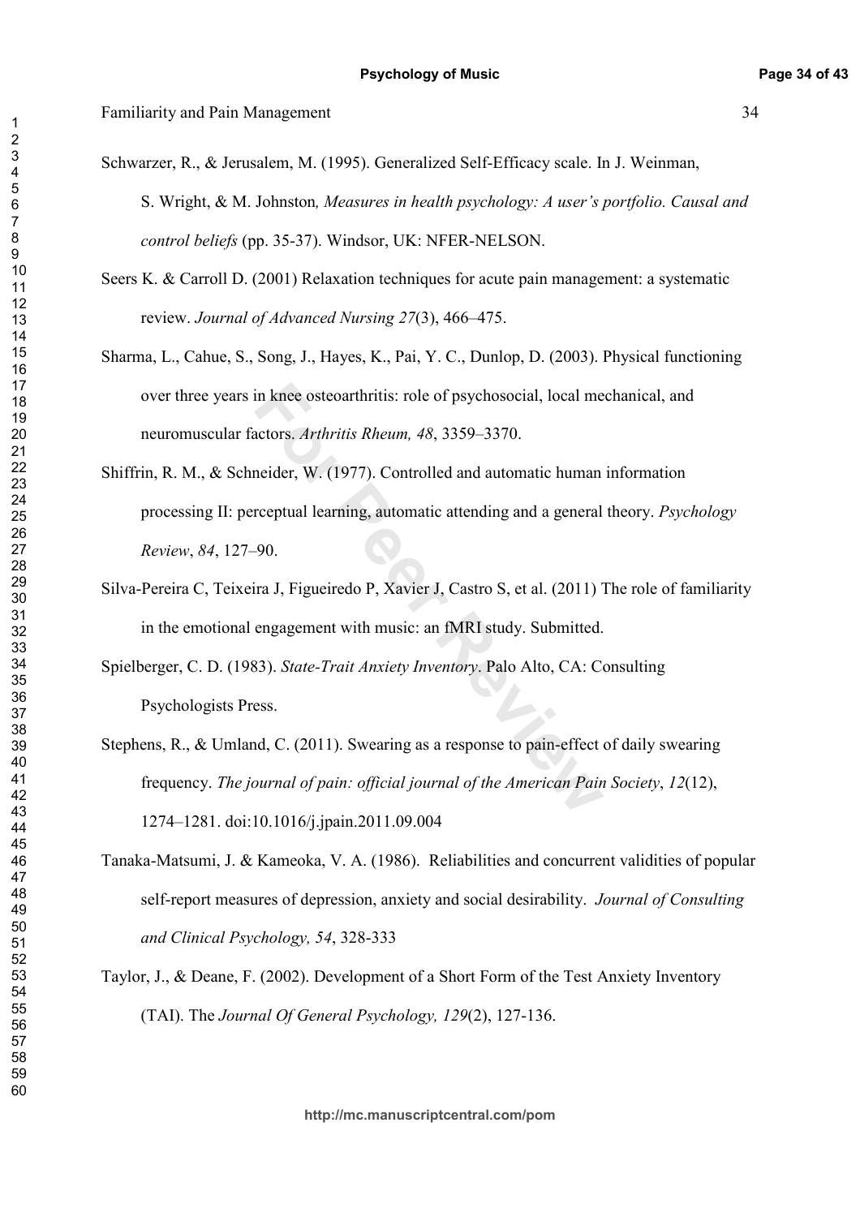Schwarzer, R., & Jerusalem, M. (1995). Generalized Self-Efficacy scale. In J. Weinman, S. Wright, & M. Johnston*, Measures in health psychology: A user's portfolio. Causal and control beliefs* (pp. 35-37). Windsor, UK: NFER-NELSON.

Seers K. & Carroll D. (2001) Relaxation techniques for acute pain management: a systematic review. *Journal of Advanced Nursing 27*(3), 466–475.

Sharma, L., Cahue, S., Song, J., Hayes, K., Pai, Y. C., Dunlop, D. (2003). Physical functioning over three years in knee osteoarthritis: role of psychosocial, local mechanical, and neuromuscular factors. *Arthritis Rheum, 48*, 3359–3370.

Shiffrin, R. M., & Schneider, W. (1977). Controlled and automatic human information processing II: perceptual learning, automatic attending and a general theory. *Psychology Review*, *84*, 127–90.

Silva-Pereira C, Teixeira J, Figueiredo P, Xavier J, Castro S, et al. (2011) The role of familiarity in the emotional engagement with music: an fMRI study. Submitted.

Spielberger, C. D. (1983). *State-Trait Anxiety Inventory*. Palo Alto, CA: Consulting Psychologists Press.

Stephens, R., & Umland, C. (2011). Swearing as a response to pain-effect of daily swearing frequency. *The journal of pain: official journal of the American Pain Society*, *12*(12), 1274–1281. doi:10.1016/j.jpain.2011.09.004

Tanaka-Matsumi, J. & Kameoka, V. A. (1986). Reliabilities and concurrent validities of popular self-report measures of depression, anxiety and social desirability. *Journal of Consulting and Clinical Psychology, 54*, 328-333

Taylor, J., & Deane, F. (2002). Development of a Short Form of the Test Anxiety Inventory (TAI). The *Journal Of General Psychology, 129*(2), 127-136.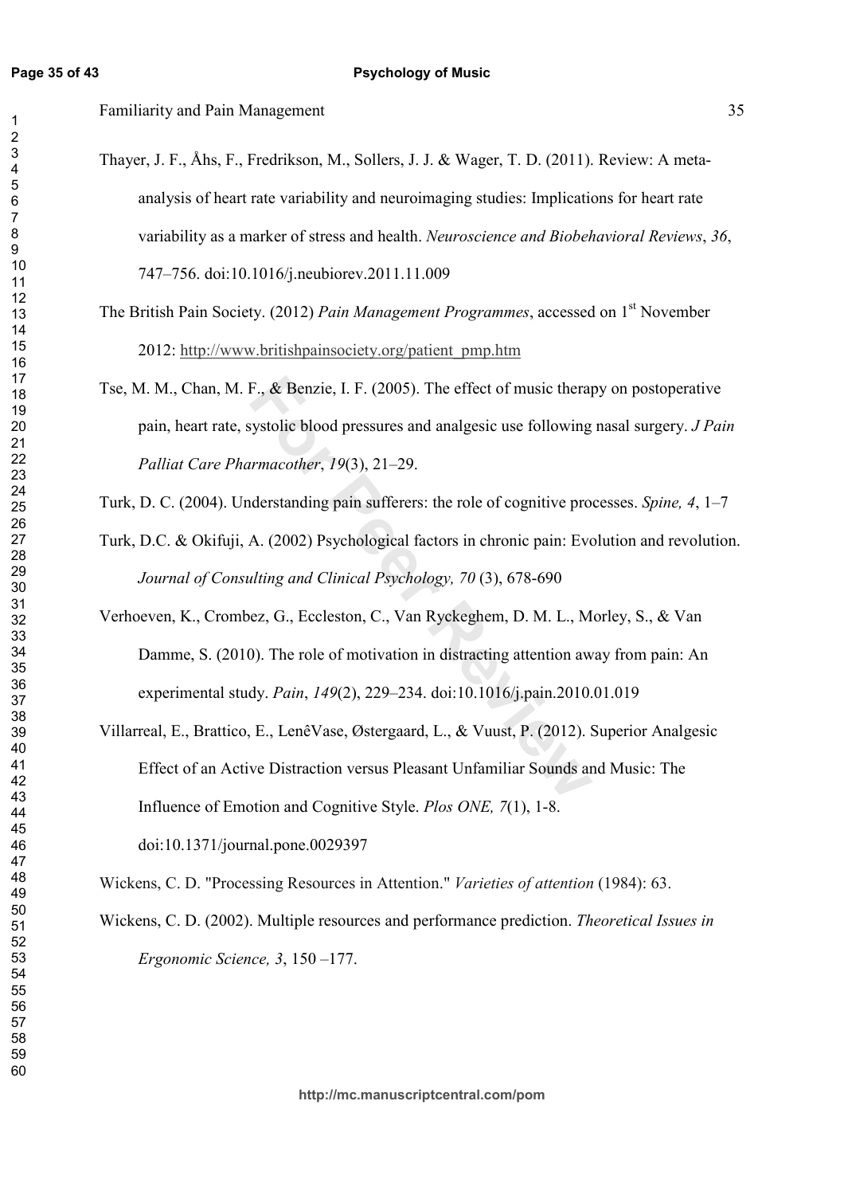Thayer, J. F., Åhs, F., Fredrikson, M., Sollers, J. J. & Wager, T. D. (2011). Review: A meta-analysis of heart rate variability and neuroimaging studies: Implications for heart rate variability as a marker of stress and health. *Neuroscience and Biobehavioral Reviews*, *36*, 747–756. doi:10.1016/j.neubiorev.2011.11.009

The British Pain Society. (2012) *Pain Management Programmes*, accessed on 1st November 2012: http://www.britishpainsociety.org/patient_pmp.htm

Tse, M. M., Chan, M. F., & Benzie, I. F. (2005). The effect of music therapy on postoperative pain, heart rate, systolic blood pressures and analgesic use following nasal surgery. *J Pain Palliat Care Pharmacother*, *19*(3), 21–29.

Turk, D. C. (2004). Understanding pain sufferers: the role of cognitive processes. *Spine, 4*, 1–7

Turk, D.C. & Okifuji, A. (2002) Psychological factors in chronic pain: Evolution and revolution. *Journal of Consulting and Clinical Psychology, 70* (3), 678-690

Verhoeven, K., Crombez, G., Eccleston, C., Van Ryckeghem, D. M. L., Morley, S., & Van Damme, S. (2010). The role of motivation in distracting attention away from pain: An experimental study. *Pain*, *149*(2), 229–234. doi:10.1016/j.pain.2010.01.019

Villarreal, E., Brattico, E., LenêVase, Østergaard, L., & Vuust, P. (2012). Superior Analgesic Effect of an Active Distraction versus Pleasant Unfamiliar Sounds and Music: The Influence of Emotion and Cognitive Style. *Plos ONE, 7*(1), 1-8. doi:10.1371/journal.pone.0029397

Wickens, C. D. "Processing Resources in Attention." *Varieties of attention* (1984): 63.

Wickens, C. D. (2002). Multiple resources and performance prediction. *Theoretical Issues in Ergonomic Science, 3*, 150 –177.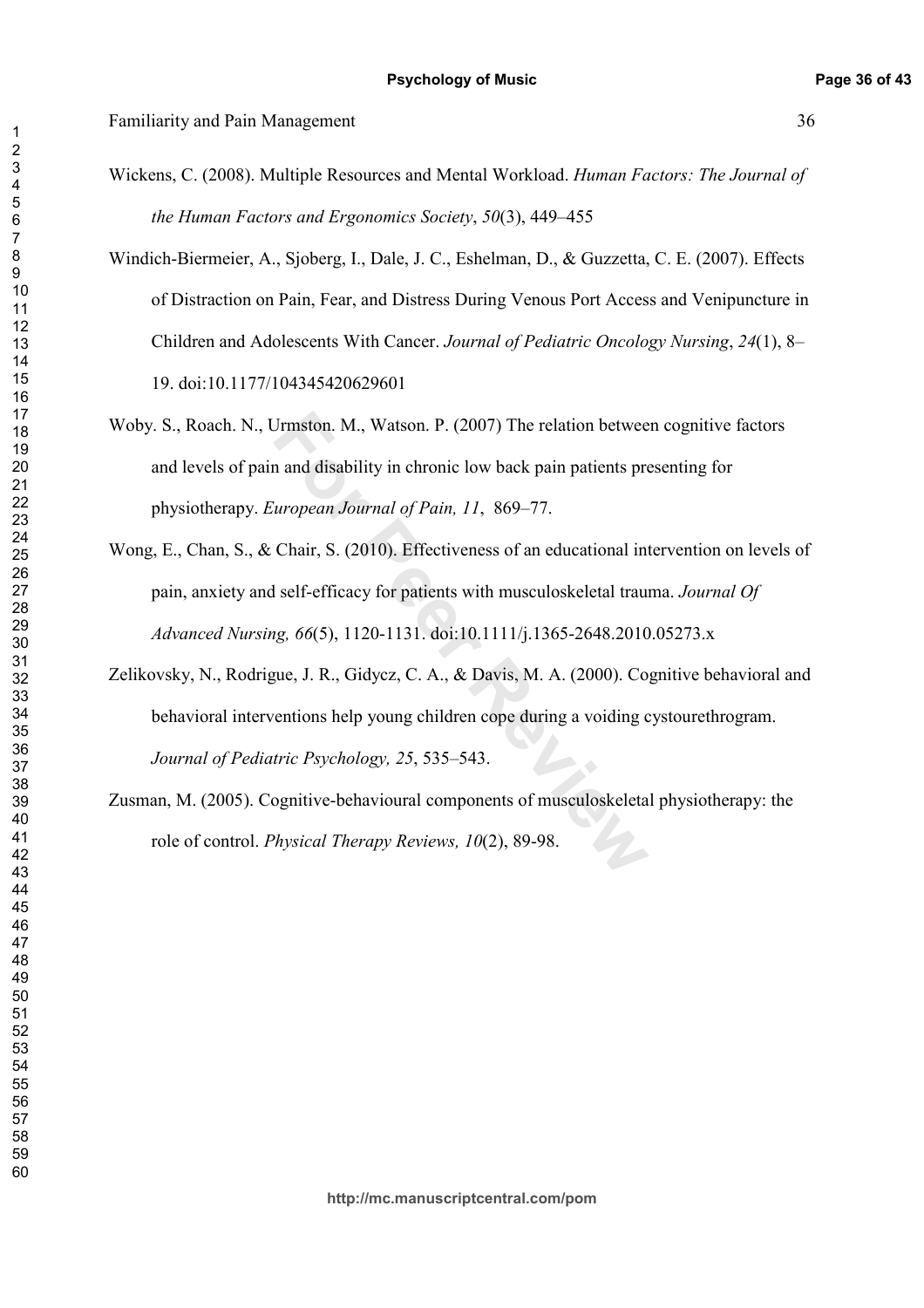Wickens, C. (2008). Multiple Resources and Mental Workload. *Human Factors: The Journal of the Human Factors and Ergonomics Society*, *50*(3), 449–455

Windich-Biermeier, A., Sjoberg, I., Dale, J. C., Eshelman, D., & Guzzetta, C. E. (2007). Effects of Distraction on Pain, Fear, and Distress During Venous Port Access and Venipuncture in Children and Adolescents With Cancer. *Journal of Pediatric Oncology Nursing*, *24*(1), 8–19. doi:10.1177/104345420629601

Woby. S., Roach. N., Urmston. M., Watson. P. (2007) The relation between cognitive factors and levels of pain and disability in chronic low back pain patients presenting for physiotherapy. *European Journal of Pain, 11*, 869–77.

Wong, E., Chan, S., & Chair, S. (2010). Effectiveness of an educational intervention on levels of pain, anxiety and self-efficacy for patients with musculoskeletal trauma. *Journal Of Advanced Nursing, 66*(5), 1120-1131. doi:10.1111/j.1365-2648.2010.05273.x

Zelikovsky, N., Rodrigue, J. R., Gidycz, C. A., & Davis, M. A. (2000). Cognitive behavioral and behavioral interventions help young children cope during a voiding cystourethrogram. *Journal of Pediatric Psychology, 25*, 535–543.

Zusman, M. (2005). Cognitive-behavioural components of musculoskeletal physiotherapy: the role of control. *Physical Therapy Reviews, 10*(2), 89-98.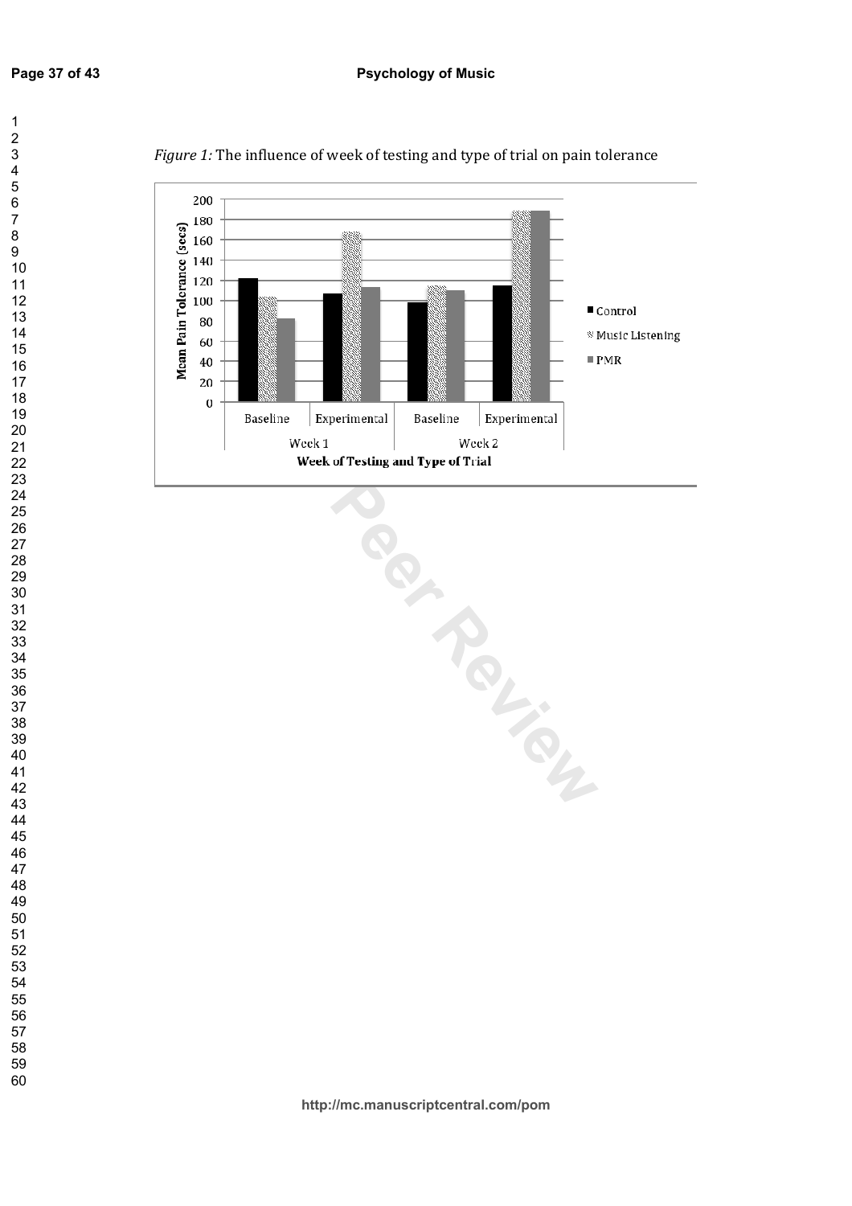*Figure 1:* The influence of week of testing and type of trial on pain tolerance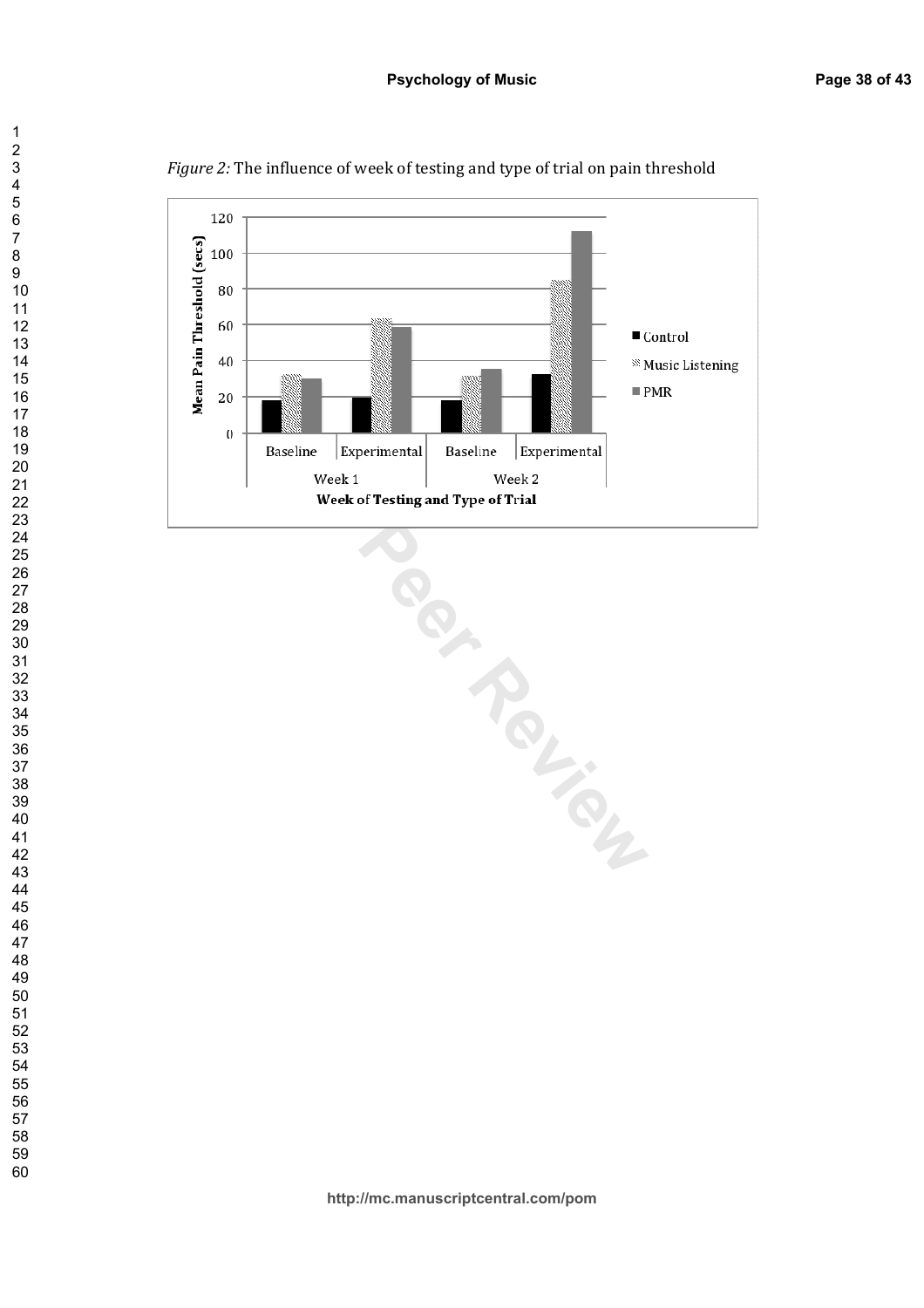*Figure 2:* The influence of week of testing and type of trial on pain threshold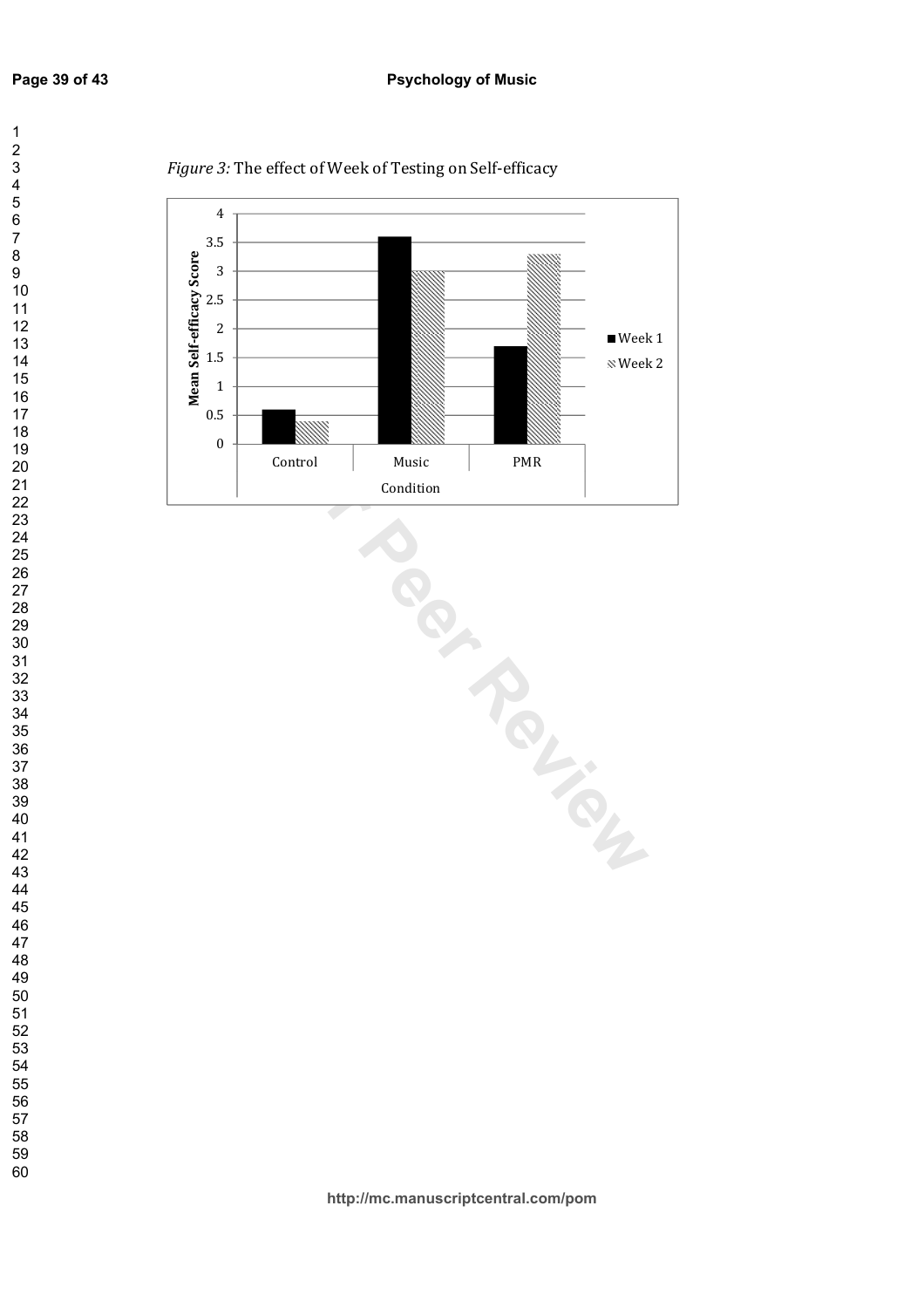*Figure 3:* The effect of Week of Testing on Self-efficacy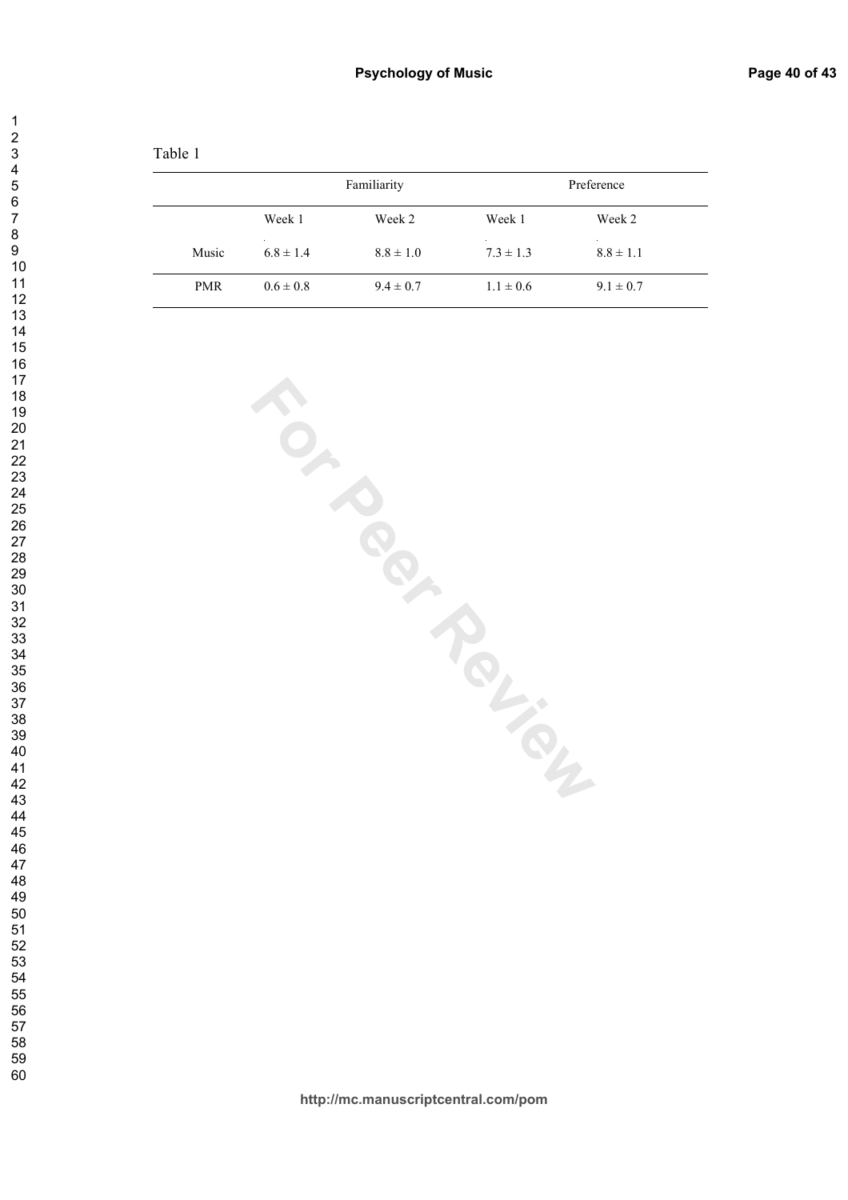Table 1

| | Familiarity | | Preference | |
|---|---|---|---|---|
| | Week 1 | Week 2 | Week 1 | Week 2 |
| Music | 6.8 ± 1.4 | 8.8 ± 1.0 | 7.3 ± 1.3 | 8.8 ± 1.1 |
| PMR | 0.6 ± 0.8 | 9.4 ± 0.7 | 1.1 ± 0.6 | 9.1 ± 0.7 |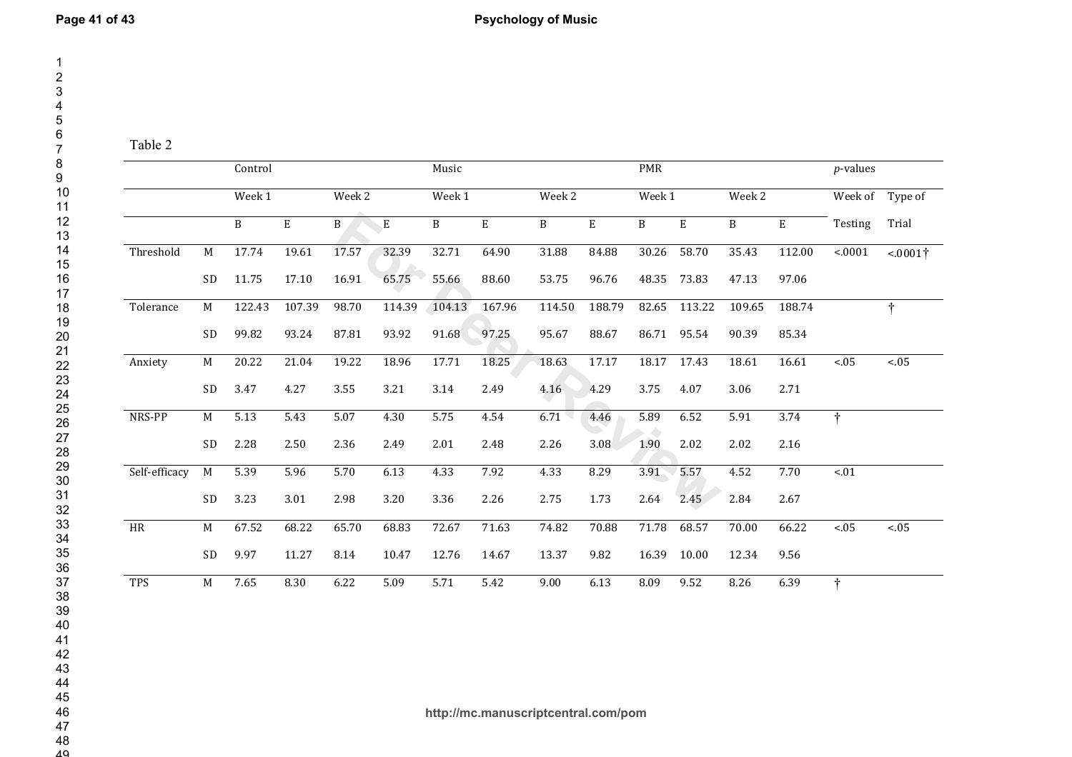Table 2

| | | Control | | | | Music | | | | PMR | | | | *p*-values | |
|---|---|---|---|---|---|---|---|---|---|---|---|---|---|---|---|
| | | Week 1 | | Week 2 | | Week 1 | | Week 2 | | Week 1 | | Week 2 | | Week of | Type of |
| | | B | E | B | E | B | E | B | E | B | E | B | E | Testing | Trial |
| Threshold | M | 17.74 | 19.61 | 17.57 | 32.39 | 32.71 | 64.90 | 31.88 | 84.88 | 30.26 | 58.70 | 35.43 | 112.00 | <.0001 | <.0001† |
| | SD | 11.75 | 17.10 | 16.91 | 65.75 | 55.66 | 88.60 | 53.75 | 96.76 | 48.35 | 73.83 | 47.13 | 97.06 | | |
| Tolerance | M | 122.43 | 107.39 | 98.70 | 114.39 | 104.13 | 167.96 | 114.50 | 188.79 | 82.65 | 113.22 | 109.65 | 188.74 | | † |
| | SD | 99.82 | 93.24 | 87.81 | 93.92 | 91.68 | 97.25 | 95.67 | 88.67 | 86.71 | 95.54 | 90.39 | 85.34 | | |
| Anxiety | M | 20.22 | 21.04 | 19.22 | 18.96 | 17.71 | 18.25 | 18.63 | 17.17 | 18.17 | 17.43 | 18.61 | 16.61 | <.05 | <.05 |
| | SD | 3.47 | 4.27 | 3.55 | 3.21 | 3.14 | 2.49 | 4.16 | 4.29 | 3.75 | 4.07 | 3.06 | 2.71 | | |
| NRS-PP | M | 5.13 | 5.43 | 5.07 | 4.30 | 5.75 | 4.54 | 6.71 | 4.46 | 5.89 | 6.52 | 5.91 | 3.74 | † | |
| | SD | 2.28 | 2.50 | 2.36 | 2.49 | 2.01 | 2.48 | 2.26 | 3.08 | 1.90 | 2.02 | 2.02 | 2.16 | | |
| Self-efficacy | M | 5.39 | 5.96 | 5.70 | 6.13 | 4.33 | 7.92 | 4.33 | 8.29 | 3.91 | 5.57 | 4.52 | 7.70 | <.01 | |
| | SD | 3.23 | 3.01 | 2.98 | 3.20 | 3.36 | 2.26 | 2.75 | 1.73 | 2.64 | 2.45 | 2.84 | 2.67 | | |
| HR | M | 67.52 | 68.22 | 65.70 | 68.83 | 72.67 | 71.63 | 74.82 | 70.88 | 71.78 | 68.57 | 70.00 | 66.22 | <.05 | <.05 |
| | SD | 9.97 | 11.27 | 8.14 | 10.47 | 12.76 | 14.67 | 13.37 | 9.82 | 16.39 | 10.00 | 12.34 | 9.56 | | |
| TPS | M | 7.65 | 8.30 | 6.22 | 5.09 | 5.71 | 5.42 | 9.00 | 6.13 | 8.09 | 9.52 | 8.26 | 6.39 | † | |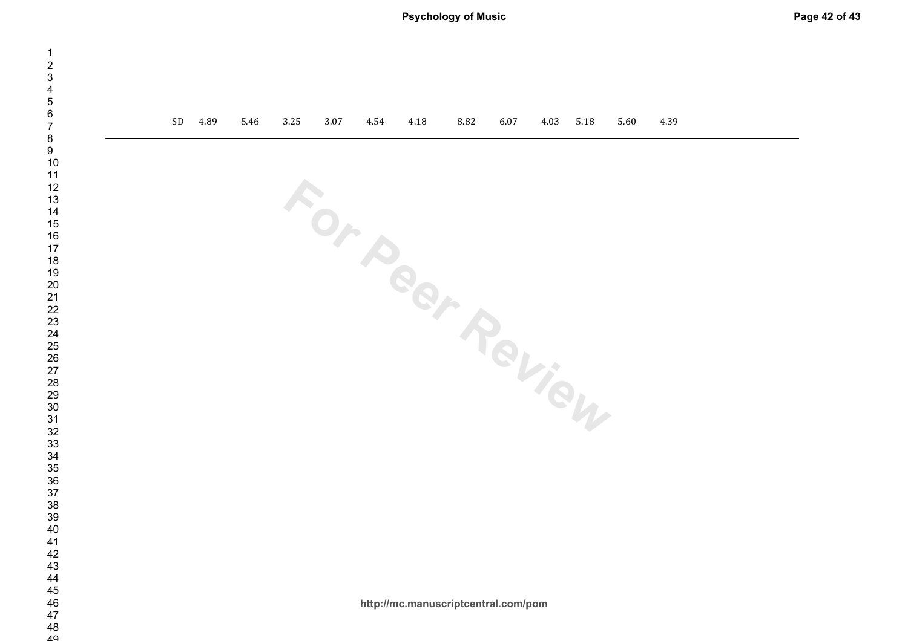| SD | 4.89 | 5.46 | 3.25 | 3.07 | 4.54 | 4.18 | 8.82 | 6.07 | 4.03 | 5.18 | 5.60 | 4.39 |
|---|---|---|---|---|---|---|---|---|---|---|---|---|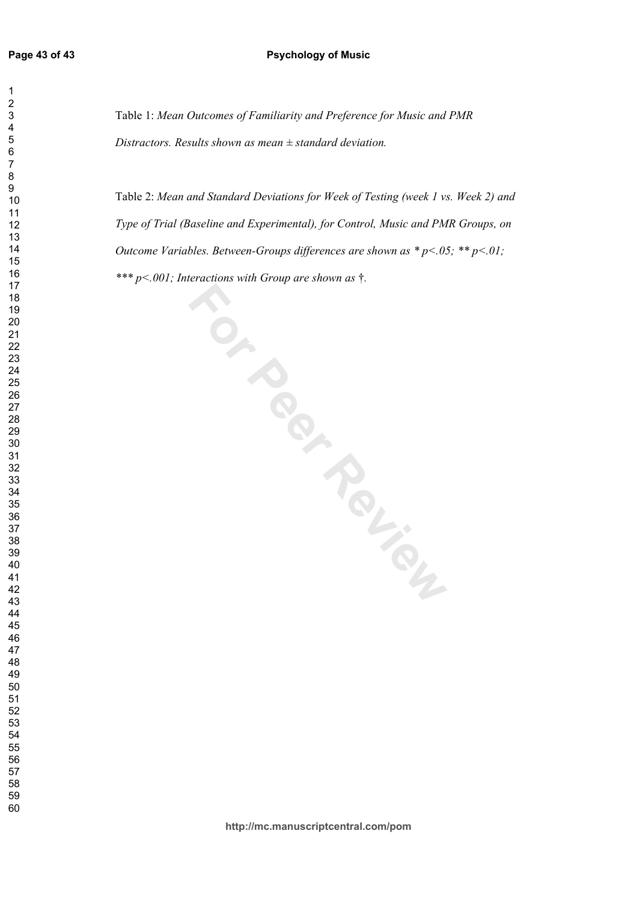Table 1: *Mean Outcomes of Familiarity and Preference for Music and PMR Distractors. Results shown as mean ± standard deviation.*

Table 2: *Mean and Standard Deviations for Week of Testing (week 1 vs. Week 2) and Type of Trial (Baseline and Experimental), for Control, Music and PMR Groups, on Outcome Variables. Between-Groups differences are shown as * $p<.05$; ** $p<.01$; *** $p<.001$; Interactions with Group are shown as †.*